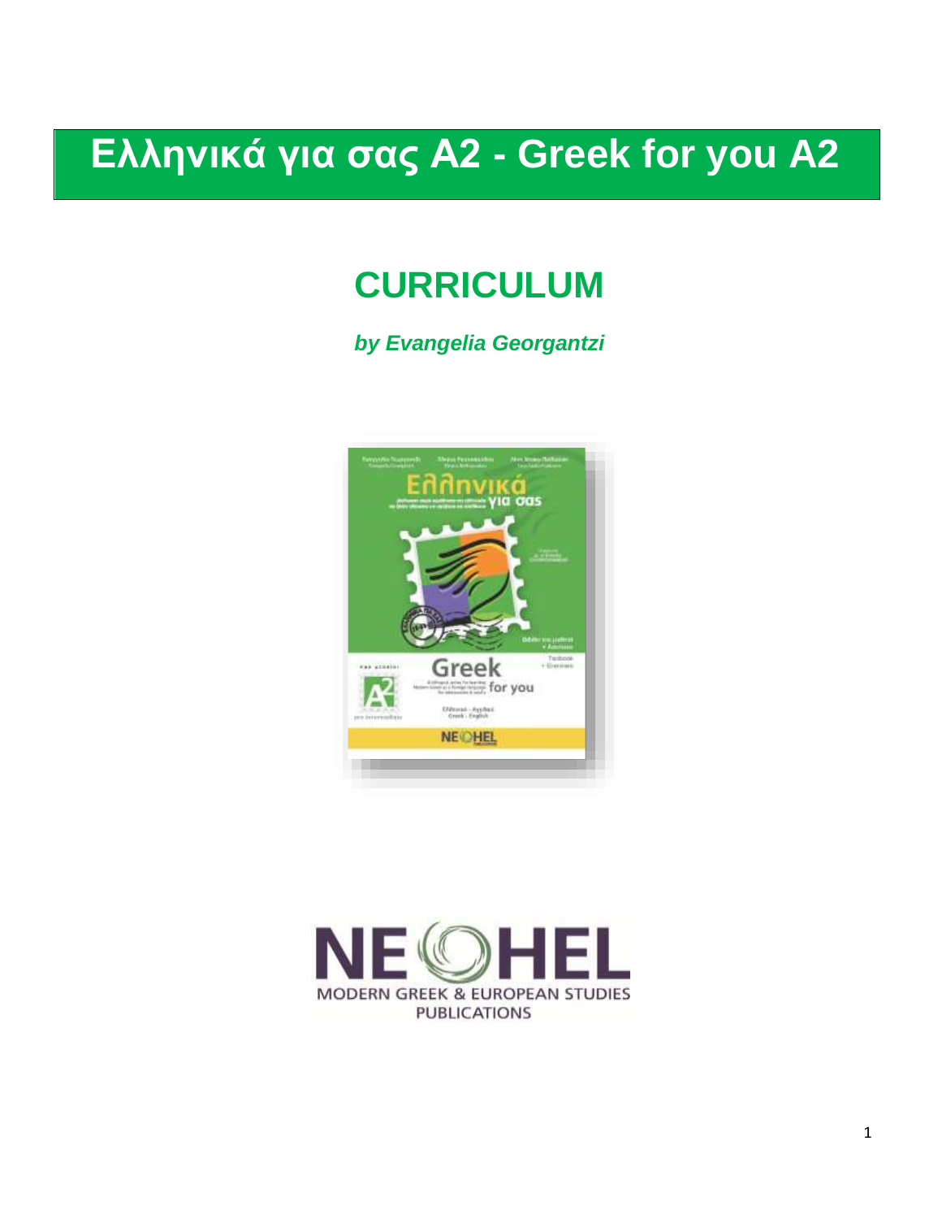# Ελληνικά για σας Α2 - Greek for you A2

## CURRICULUM

***by Evangelia Georgantzi***

NEOHEL
MODERN GREEK & EUROPEAN STUDIES
PUBLICATIONS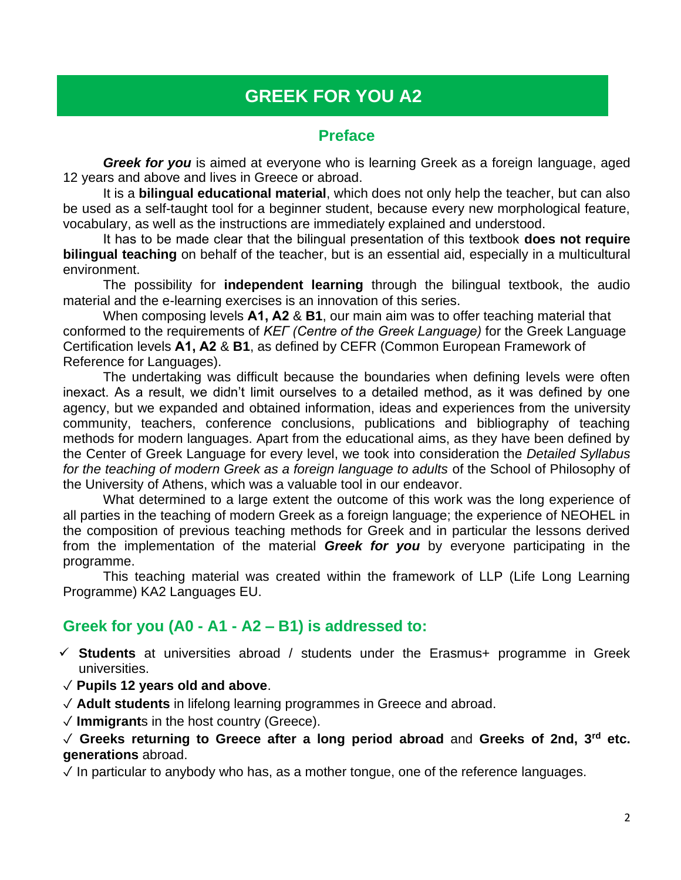# GREEK FOR YOU A2

## Preface

***Greek for you*** is aimed at everyone who is learning Greek as a foreign language, aged 12 years and above and lives in Greece or abroad.

It is a **bilingual educational material**, which does not only help the teacher, but can also be used as a self-taught tool for a beginner student, because every new morphological feature, vocabulary, as well as the instructions are immediately explained and understood.

It has to be made clear that the bilingual presentation of this textbook **does not require bilingual teaching** on behalf of the teacher, but is an essential aid, especially in a multicultural environment.

The possibility for **independent learning** through the bilingual textbook, the audio material and the e-learning exercises is an innovation of this series.

When composing levels **A1, A2** & **B1**, our main aim was to offer teaching material that conformed to the requirements of *ΚΕΓ (Centre of the Greek Language)* for the Greek Language Certification levels **A1, A2** & **B1**, as defined by CEFR (Common European Framework of Reference for Languages).

The undertaking was difficult because the boundaries when defining levels were often inexact. As a result, we didn't limit ourselves to a detailed method, as it was defined by one agency, but we expanded and obtained information, ideas and experiences from the university community, teachers, conference conclusions, publications and bibliography of teaching methods for modern languages. Apart from the educational aims, as they have been defined by the Center of Greek Language for every level, we took into consideration the *Detailed Syllabus for the teaching of modern Greek as a foreign language to adults* of the School of Philosophy of the University of Athens, which was a valuable tool in our endeavor.

What determined to a large extent the outcome of this work was the long experience of all parties in the teaching of modern Greek as a foreign language; the experience of NEOHEL in the composition of previous teaching methods for Greek and in particular the lessons derived from the implementation of the material ***Greek for you*** by everyone participating in the programme.

This teaching material was created within the framework of LLP (Life Long Learning Programme) KA2 Languages EU.

## Greek for you (A0 - A1 - A2 – B1) is addressed to:

- ✓ **Students** at universities abroad / students under the Erasmus+ programme in Greek universities.
- ✓ **Pupils 12 years old and above**.
- ✓ **Adult students** in lifelong learning programmes in Greece and abroad.
- ✓ **Immigrant**s in the host country (Greece).
- ✓ **Greeks returning to Greece after a long period abroad** and **Greeks of 2nd, 3rd etc. generations** abroad.
- ✓ In particular to anybody who has, as a mother tongue, one of the reference languages.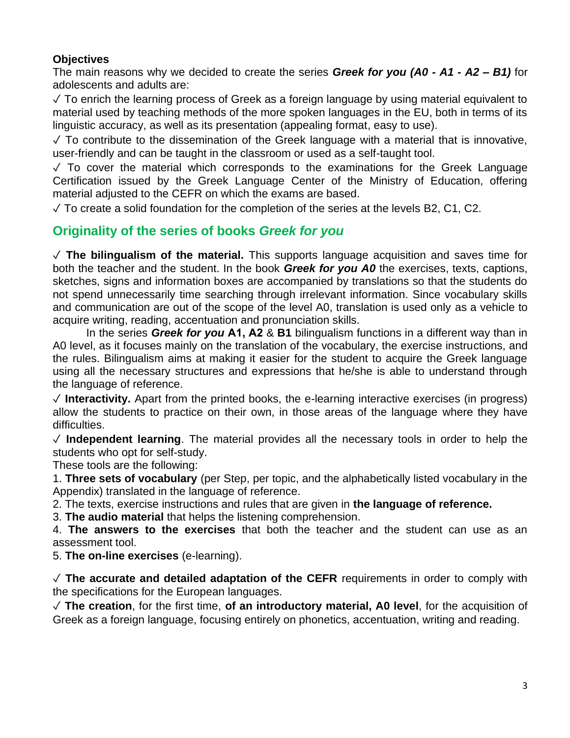**Objectives**

The main reasons why we decided to create the series ***Greek for you (A0 - A1 - A2 – B1)*** for adolescents and adults are:

✓ To enrich the learning process of Greek as a foreign language by using material equivalent to material used by teaching methods of the more spoken languages in the EU, both in terms of its linguistic accuracy, as well as its presentation (appealing format, easy to use).

✓ To contribute to the dissemination of the Greek language with a material that is innovative, user-friendly and can be taught in the classroom or used as a self-taught tool.

✓ To cover the material which corresponds to the examinations for the Greek Language Certification issued by the Greek Language Center of the Ministry of Education, offering material adjusted to the CEFR on which the exams are based.

✓ To create a solid foundation for the completion of the series at the levels B2, C1, C2.

## Originality of the series of books *Greek for you*

✓ **The bilingualism of the material.** This supports language acquisition and saves time for both the teacher and the student. In the book ***Greek for you A0*** the exercises, texts, captions, sketches, signs and information boxes are accompanied by translations so that the students do not spend unnecessarily time searching through irrelevant information. Since vocabulary skills and communication are out of the scope of the level A0, translation is used only as a vehicle to acquire writing, reading, accentuation and pronunciation skills.

In the series ***Greek for you*** **A1, A2** & **B1** bilingualism functions in a different way than in A0 level, as it focuses mainly on the translation of the vocabulary, the exercise instructions, and the rules. Bilingualism aims at making it easier for the student to acquire the Greek language using all the necessary structures and expressions that he/she is able to understand through the language of reference.

✓ **Interactivity.** Apart from the printed books, the e-learning interactive exercises (in progress) allow the students to practice on their own, in those areas of the language where they have difficulties.

✓ **Independent learning**. The material provides all the necessary tools in order to help the students who opt for self-study.

These tools are the following:

1. **Three sets of vocabulary** (per Step, per topic, and the alphabetically listed vocabulary in the Appendix) translated in the language of reference.
2. The texts, exercise instructions and rules that are given in **the language of reference.**
3. **The audio material** that helps the listening comprehension.
4. **The answers to the exercises** that both the teacher and the student can use as an assessment tool.
5. **The on-line exercises** (e-learning).

✓ **The accurate and detailed adaptation of the CEFR** requirements in order to comply with the specifications for the European languages.

✓ **The creation**, for the first time, **of an introductory material, A0 level**, for the acquisition of Greek as a foreign language, focusing entirely on phonetics, accentuation, writing and reading.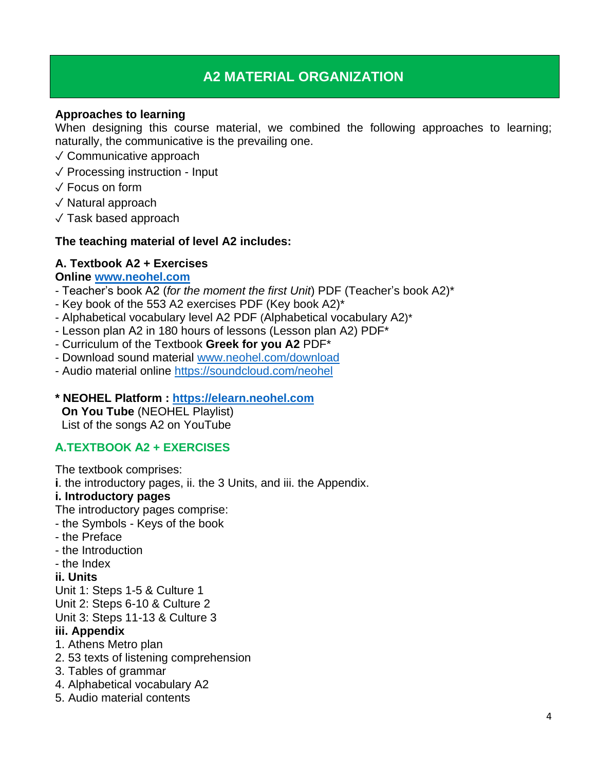# A2 MATERIAL ORGANIZATION

**Approaches to learning**

When designing this course material, we combined the following approaches to learning; naturally, the communicative is the prevailing one.

✓ Communicative approach

✓ Processing instruction - Input

✓ Focus on form

✓ Natural approach

✓ Task based approach

**The teaching material of level A2 includes:**

**A. Textbook A2 + Exercises**

**Online [www.neohel.com](www.neohel.com)**

- Teacher's book A2 (*for the moment the first Unit*) PDF (Teacher's book A2)*
- Key book of the 553 A2 exercises PDF (Key book A2)*
- Alphabetical vocabulary level A2 PDF (Alphabetical vocabulary A2)*
- Lesson plan A2 in 180 hours of lessons (Lesson plan A2) PDF*
- Curriculum of the Textbook **Greek for you A2** PDF*
- Download sound material [www.neohel.com/download](www.neohel.com/download)
- Audio material online [https://soundcloud.com/neohel](https://soundcloud.com/neohel)

**\* NEOHEL Platform : [https://elearn.neohel.com](https://elearn.neohel.com)**

**On You Tube** (NEOHEL Playlist)

List of the songs A2 on YouTube

## A.TEXTBOOK A2 + EXERCISES

The textbook comprises:

**i**. the introductory pages, ii. the 3 Units, and iii. the Appendix.

**i. Introductory pages**

The introductory pages comprise:

- the Symbols - Keys of the book
- the Preface
- the Introduction
- the Index

**ii. Units**

Unit 1: Steps 1-5 & Culture 1

Unit 2: Steps 6-10 & Culture 2

Unit 3: Steps 11-13 & Culture 3

**iii. Appendix**

1. Athens Metro plan
2. 53 texts of listening comprehension
3. Tables of grammar
4. Alphabetical vocabulary A2
5. Audio material contents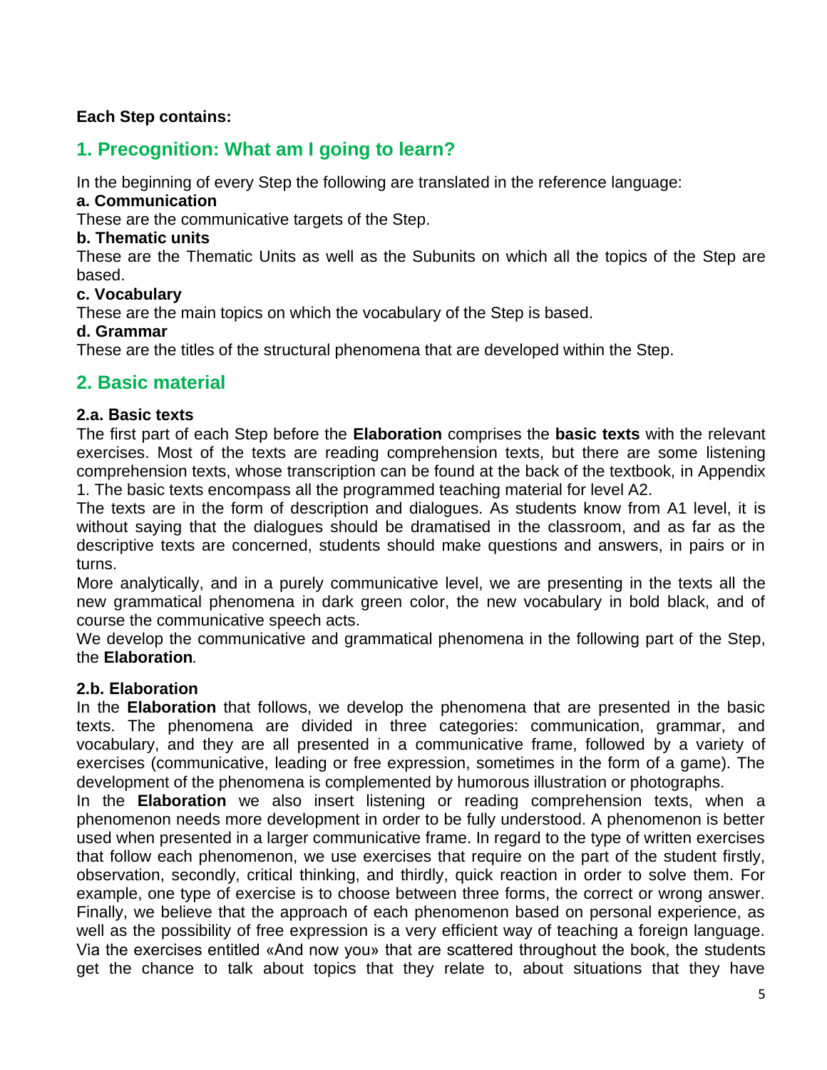**Each Step contains:**

## 1. Precognition: What am I going to learn?

In the beginning of every Step the following are translated in the reference language:

**a. Communication**

These are the communicative targets of the Step.

**b. Thematic units**

These are the Thematic Units as well as the Subunits on which all the topics of the Step are based.

**c. Vocabulary**

These are the main topics on which the vocabulary of the Step is based.

**d. Grammar**

These are the titles of the structural phenomena that are developed within the Step.

## 2. Basic material

### 2.a. Basic texts

The first part of each Step before the **Elaboration** comprises the **basic texts** with the relevant exercises. Most of the texts are reading comprehension texts, but there are some listening comprehension texts, whose transcription can be found at the back of the textbook, in Appendix 1. The basic texts encompass all the programmed teaching material for level A2.

The texts are in the form of description and dialogues. As students know from A1 level, it is without saying that the dialogues should be dramatised in the classroom, and as far as the descriptive texts are concerned, students should make questions and answers, in pairs or in turns.

More analytically, and in a purely communicative level, we are presenting in the texts all the new grammatical phenomena in dark green color, the new vocabulary in bold black, and of course the communicative speech acts.

We develop the communicative and grammatical phenomena in the following part of the Step, the **Elaboration**.

### 2.b. Elaboration

In the **Elaboration** that follows, we develop the phenomena that are presented in the basic texts. The phenomena are divided in three categories: communication, grammar, and vocabulary, and they are all presented in a communicative frame, followed by a variety of exercises (communicative, leading or free expression, sometimes in the form of a game). The development of the phenomena is complemented by humorous illustration or photographs.

In the **Elaboration** we also insert listening or reading comprehension texts, when a phenomenon needs more development in order to be fully understood. A phenomenon is better used when presented in a larger communicative frame. In regard to the type of written exercises that follow each phenomenon, we use exercises that require on the part of the student firstly, observation, secondly, critical thinking, and thirdly, quick reaction in order to solve them. For example, one type of exercise is to choose between three forms, the correct or wrong answer. Finally, we believe that the approach of each phenomenon based on personal experience, as well as the possibility of free expression is a very efficient way of teaching a foreign language. Via the exercises entitled «And now you» that are scattered throughout the book, the students get the chance to talk about topics that they relate to, about situations that they have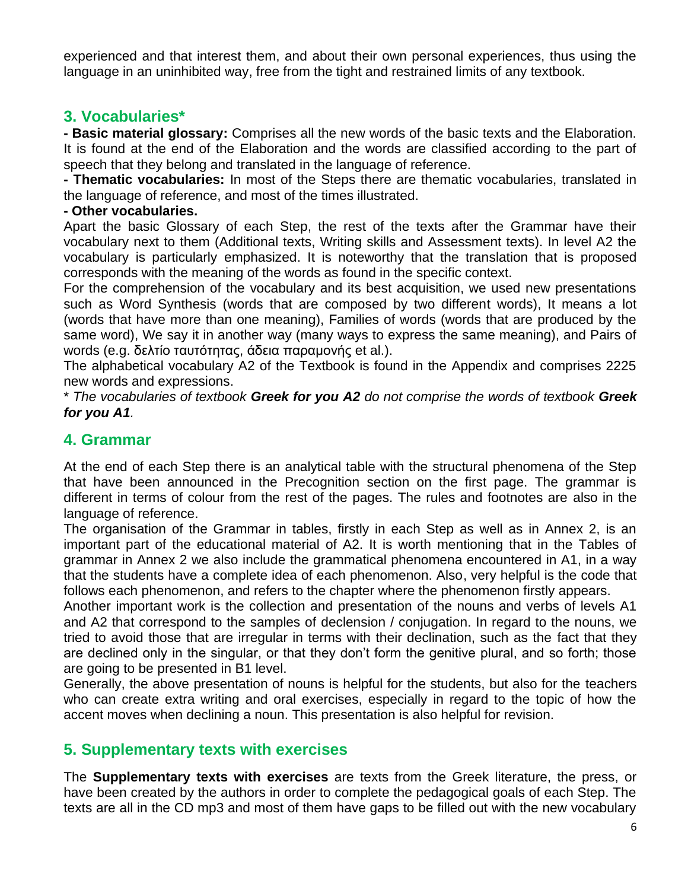experienced and that interest them, and about their own personal experiences, thus using the language in an uninhibited way, free from the tight and restrained limits of any textbook.

## 3. Vocabularies*

**- Basic material glossary:** Comprises all the new words of the basic texts and the Elaboration. It is found at the end of the Elaboration and the words are classified according to the part of speech that they belong and translated in the language of reference.

**- Thematic vocabularies:** In most of the Steps there are thematic vocabularies, translated in the language of reference, and most of the times illustrated.

**- Other vocabularies.**

Apart the basic Glossary of each Step, the rest of the texts after the Grammar have their vocabulary next to them (Additional texts, Writing skills and Assessment texts). In level A2 the vocabulary is particularly emphasized. It is noteworthy that the translation that is proposed corresponds with the meaning of the words as found in the specific context.

For the comprehension of the vocabulary and its best acquisition, we used new presentations such as Word Synthesis (words that are composed by two different words), It means a lot (words that have more than one meaning), Families of words (words that are produced by the same word), We say it in another way (many ways to express the same meaning), and Pairs of words (e.g. δελτίο ταυτότητας, άδεια παραμονής et al.).

The alphabetical vocabulary A2 of the Textbook is found in the Appendix and comprises 2225 new words and expressions.

* *The vocabularies of textbook **Greek for you A2** do not comprise the words of textbook **Greek for you A1**.*

## 4. Grammar

At the end of each Step there is an analytical table with the structural phenomena of the Step that have been announced in the Precognition section on the first page. The grammar is different in terms of colour from the rest of the pages. The rules and footnotes are also in the language of reference.

The organisation of the Grammar in tables, firstly in each Step as well as in Annex 2, is an important part of the educational material of A2. It is worth mentioning that in the Tables of grammar in Annex 2 we also include the grammatical phenomena encountered in A1, in a way that the students have a complete idea of each phenomenon. Also, very helpful is the code that follows each phenomenon, and refers to the chapter where the phenomenon firstly appears.

Another important work is the collection and presentation of the nouns and verbs of levels A1 and A2 that correspond to the samples of declension / conjugation. In regard to the nouns, we tried to avoid those that are irregular in terms with their declination, such as the fact that they are declined only in the singular, or that they don't form the genitive plural, and so forth; those are going to be presented in B1 level.

Generally, the above presentation of nouns is helpful for the students, but also for the teachers who can create extra writing and oral exercises, especially in regard to the topic of how the accent moves when declining a noun. This presentation is also helpful for revision.

## 5. Supplementary texts with exercises

The **Supplementary texts with exercises** are texts from the Greek literature, the press, or have been created by the authors in order to complete the pedagogical goals of each Step. The texts are all in the CD mp3 and most of them have gaps to be filled out with the new vocabulary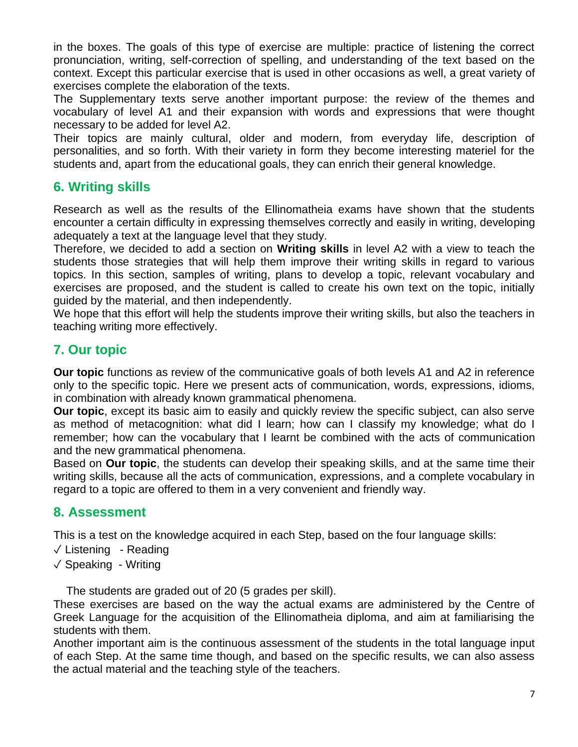in the boxes. The goals of this type of exercise are multiple: practice of listening the correct pronunciation, writing, self-correction of spelling, and understanding of the text based on the context. Except this particular exercise that is used in other occasions as well, a great variety of exercises complete the elaboration of the texts.

The Supplementary texts serve another important purpose: the review of the themes and vocabulary of level A1 and their expansion with words and expressions that were thought necessary to be added for level A2.

Their topics are mainly cultural, older and modern, from everyday life, description of personalities, and so forth. With their variety in form they become interesting materiel for the students and, apart from the educational goals, they can enrich their general knowledge.

## 6. Writing skills

Research as well as the results of the Ellinomatheia exams have shown that the students encounter a certain difficulty in expressing themselves correctly and easily in writing, developing adequately a text at the language level that they study.

Therefore, we decided to add a section on **Writing skills** in level A2 with a view to teach the students those strategies that will help them improve their writing skills in regard to various topics. In this section, samples of writing, plans to develop a topic, relevant vocabulary and exercises are proposed, and the student is called to create his own text on the topic, initially guided by the material, and then independently.

We hope that this effort will help the students improve their writing skills, but also the teachers in teaching writing more effectively.

## 7. Our topic

**Our topic** functions as review of the communicative goals of both levels A1 and A2 in reference only to the specific topic. Here we present acts of communication, words, expressions, idioms, in combination with already known grammatical phenomena.

**Our topic**, except its basic aim to easily and quickly review the specific subject, can also serve as method of metacognition: what did I learn; how can I classify my knowledge; what do I remember; how can the vocabulary that I learnt be combined with the acts of communication and the new grammatical phenomena.

Based on **Our topic**, the students can develop their speaking skills, and at the same time their writing skills, because all the acts of communication, expressions, and a complete vocabulary in regard to a topic are offered to them in a very convenient and friendly way.

## 8. Assessment

This is a test on the knowledge acquired in each Step, based on the four language skills:

✓ Listening - Reading

✓ Speaking - Writing

The students are graded out of 20 (5 grades per skill).

These exercises are based on the way the actual exams are administered by the Centre of Greek Language for the acquisition of the Ellinomatheia diploma, and aim at familiarising the students with them.

Another important aim is the continuous assessment of the students in the total language input of each Step. At the same time though, and based on the specific results, we can also assess the actual material and the teaching style of the teachers.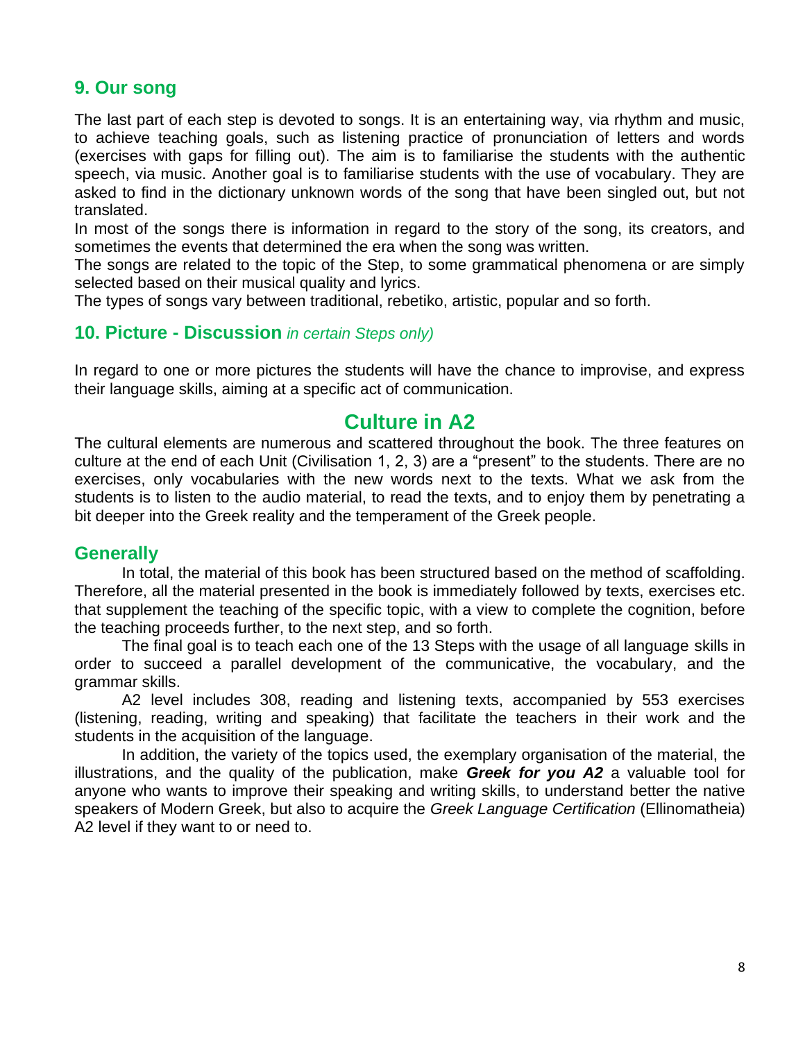## 9. Our song

The last part of each step is devoted to songs. It is an entertaining way, via rhythm and music, to achieve teaching goals, such as listening practice of pronunciation of letters and words (exercises with gaps for filling out). The aim is to familiarise the students with the authentic speech, via music. Another goal is to familiarise students with the use of vocabulary. They are asked to find in the dictionary unknown words of the song that have been singled out, but not translated.

In most of the songs there is information in regard to the story of the song, its creators, and sometimes the events that determined the era when the song was written.

The songs are related to the topic of the Step, to some grammatical phenomena or are simply selected based on their musical quality and lyrics.

The types of songs vary between traditional, rebetiko, artistic, popular and so forth.

## 10. Picture - Discussion *in certain Steps only)*

In regard to one or more pictures the students will have the chance to improvise, and express their language skills, aiming at a specific act of communication.

# Culture in A2

The cultural elements are numerous and scattered throughout the book. The three features on culture at the end of each Unit (Civilisation 1, 2, 3) are a "present" to the students. There are no exercises, only vocabularies with the new words next to the texts. What we ask from the students is to listen to the audio material, to read the texts, and to enjoy them by penetrating a bit deeper into the Greek reality and the temperament of the Greek people.

## Generally

In total, the material of this book has been structured based on the method of scaffolding. Therefore, all the material presented in the book is immediately followed by texts, exercises etc. that supplement the teaching of the specific topic, with a view to complete the cognition, before the teaching proceeds further, to the next step, and so forth.

The final goal is to teach each one of the 13 Steps with the usage of all language skills in order to succeed a parallel development of the communicative, the vocabulary, and the grammar skills.

A2 level includes 308, reading and listening texts, accompanied by 553 exercises (listening, reading, writing and speaking) that facilitate the teachers in their work and the students in the acquisition of the language.

In addition, the variety of the topics used, the exemplary organisation of the material, the illustrations, and the quality of the publication, make ***Greek for you A2*** a valuable tool for anyone who wants to improve their speaking and writing skills, to understand better the native speakers of Modern Greek, but also to acquire the *Greek Language Certification* (Ellinomatheia) A2 level if they want to or need to.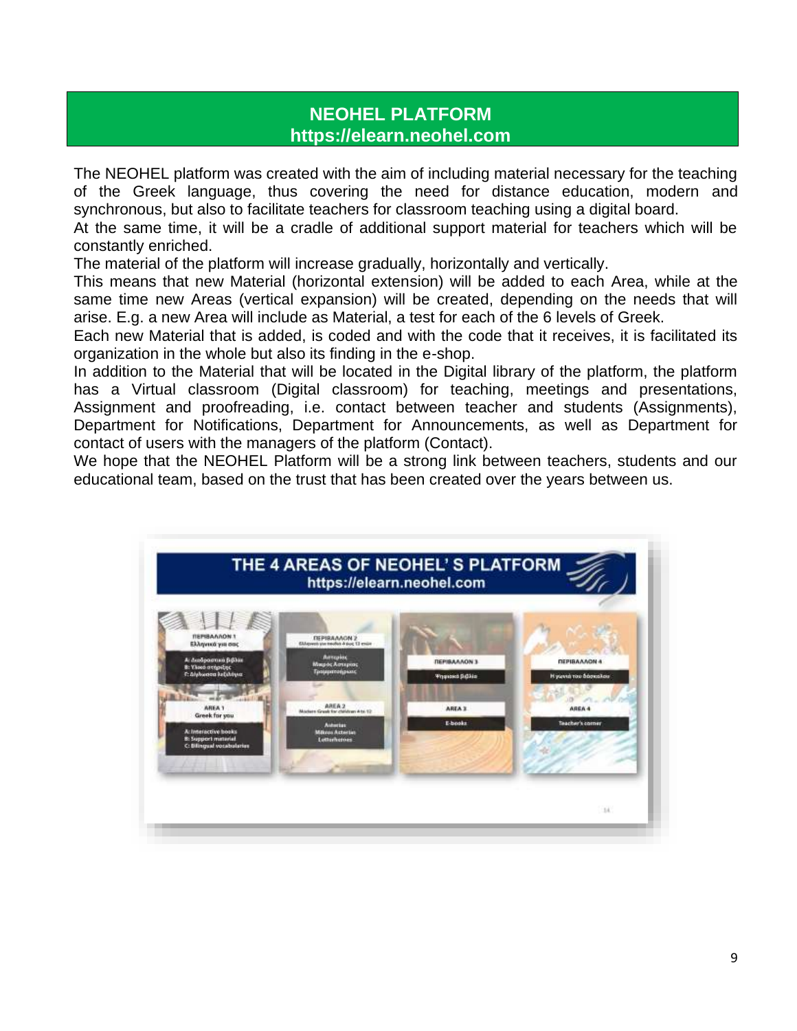## NEOHEL PLATFORM
## https://elearn.neohel.com

The NEOHEL platform was created with the aim of including material necessary for the teaching of the Greek language, thus covering the need for distance education, modern and synchronous, but also to facilitate teachers for classroom teaching using a digital board.

At the same time, it will be a cradle of additional support material for teachers which will be constantly enriched.

The material of the platform will increase gradually, horizontally and vertically.

This means that new Material (horizontal extension) will be added to each Area, while at the same time new Areas (vertical expansion) will be created, depending on the needs that will arise. E.g. a new Area will include as Material, a test for each of the 6 levels of Greek.

Each new Material that is added, is coded and with the code that it receives, it is facilitated its organization in the whole but also its finding in the e-shop.

In addition to the Material that will be located in the Digital library of the platform, the platform has a Virtual classroom (Digital classroom) for teaching, meetings and presentations, Assignment and proofreading, i.e. contact between teacher and students (Assignments), Department for Notifications, Department for Announcements, as well as Department for contact of users with the managers of the platform (Contact).

We hope that the NEOHEL Platform will be a strong link between teachers, students and our educational team, based on the trust that has been created over the years between us.

THE 4 AREAS OF NEOHEL' S PLATFORM
https://elearn.neohel.com

AREA 1
Greek for you
A: Interactive books
B: Support material
C: Bilingual vocabularies

AREA 2
Modern Greek for children 4 to 12
Asterias
Mikros Asterias
Letterheroes

AREA 3
E-books

AREA 4
Teacher's corner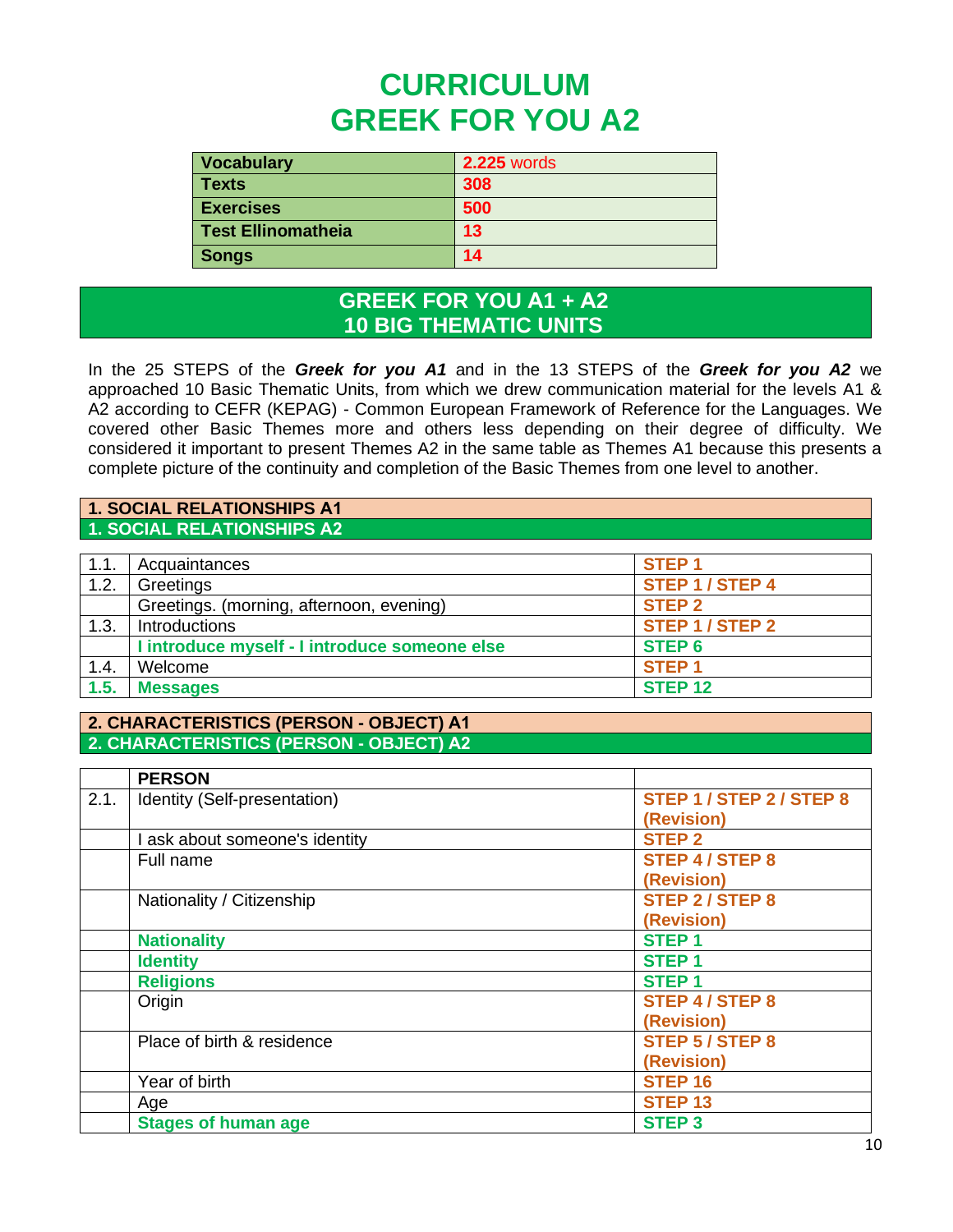# CURRICULUM
# GREEK FOR YOU A2

| | |
|---|---|
| **Vocabulary** | **2.225** words |
| **Texts** | **308** |
| **Exercises** | **500** |
| **Test Ellinomatheia** | **13** |
| **Songs** | **14** |

## GREEK FOR YOU A1 + A2
## 10 BIG THEMATIC UNITS

In the 25 STEPS of the ***Greek for you A1*** and in the 13 STEPS of the ***Greek for you A2*** we approached 10 Basic Thematic Units, from which we drew communication material for the levels A1 & A2 according to CEFR (KEPAG) - Common European Framework of Reference for the Languages. We covered other Basic Themes more and others less depending on their degree of difficulty. We considered it important to present Themes A2 in the same table as Themes A1 because this presents a complete picture of the continuity and completion of the Basic Themes from one level to another.

### 1. SOCIAL RELATIONSHIPS A1
### 1. SOCIAL RELATIONSHIPS A2

| | | |
|---|---|---|
| 1.1. | Acquaintances | **STEP 1** |
| 1.2. | Greetings | **STEP 1 / STEP 4** |
| | Greetings. (morning, afternoon, evening) | **STEP 2** |
| 1.3. | Introductions | **STEP 1 / STEP 2** |
| | **I introduce myself - I introduce someone else** | **STEP 6** |
| 1.4. | Welcome | **STEP 1** |
| **1.5.** | **Messages** | **STEP 12** |

### 2. CHARACTERISTICS (PERSON - OBJECT) A1
### 2. CHARACTERISTICS (PERSON - OBJECT) A2

| | | |
|---|---|---|
| | **PERSON** | |
| 2.1. | Identity (Self-presentation) | **STEP 1 / STEP 2 / STEP 8 (Revision)** |
| | I ask about someone's identity | **STEP 2** |
| | Full name | **STEP 4 / STEP 8 (Revision)** |
| | Nationality / Citizenship | **STEP 2 / STEP 8 (Revision)** |
| | **Nationality** | **STEP 1** |
| | **Identity** | **STEP 1** |
| | **Religions** | **STEP 1** |
| | Origin | **STEP 4 / STEP 8 (Revision)** |
| | Place of birth & residence | **STEP 5 / STEP 8 (Revision)** |
| | Year of birth | **STEP 16** |
| | Age | **STEP 13** |
| | **Stages of human age** | **STEP 3** |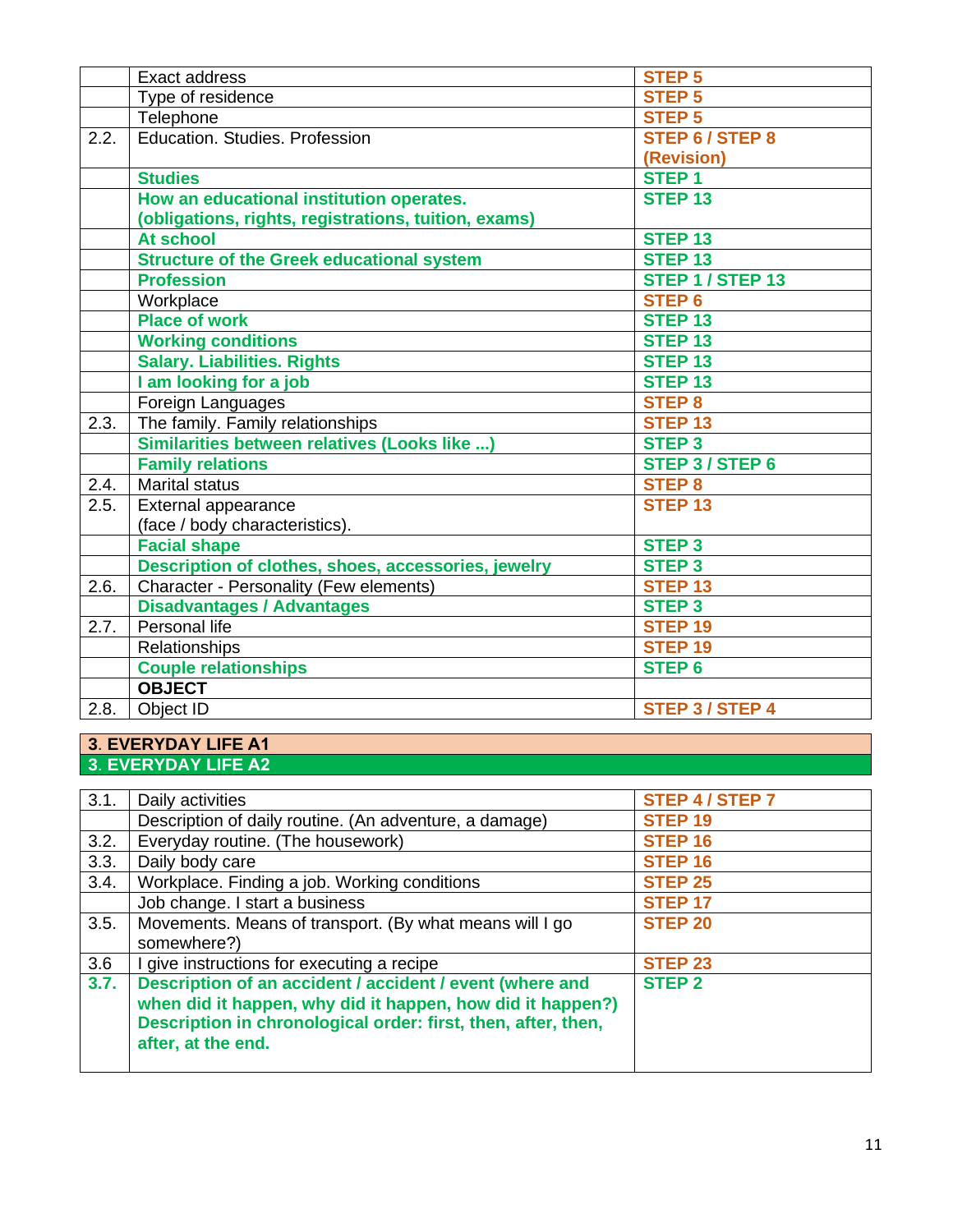| | | |
|---|---|---|
| | Exact address | **STEP 5** |
| | Type of residence | **STEP 5** |
| | Telephone | **STEP 5** |
| 2.2. | Education. Studies. Profession | **STEP 6 / STEP 8 (Revision)** |
| | **Studies** | **STEP 1** |
| | **How an educational institution operates. (obligations, rights, registrations, tuition, exams)** | **STEP 13** |
| | **At school** | **STEP 13** |
| | **Structure of the Greek educational system** | **STEP 13** |
| | **Profession** | **STEP 1 / STEP 13** |
| | Workplace | **STEP 6** |
| | **Place of work** | **STEP 13** |
| | **Working conditions** | **STEP 13** |
| | **Salary. Liabilities. Rights** | **STEP 13** |
| | **I am looking for a job** | **STEP 13** |
| | Foreign Languages | **STEP 8** |
| 2.3. | The family. Family relationships | **STEP 13** |
| | **Similarities between relatives (Looks like ...)** | **STEP 3** |
| | **Family relations** | **STEP 3 / STEP 6** |
| 2.4. | Marital status | **STEP 8** |
| 2.5. | External appearance (face / body characteristics). | **STEP 13** |
| | **Facial shape** | **STEP 3** |
| | **Description of clothes, shoes, accessories, jewelry** | **STEP 3** |
| 2.6. | Character - Personality (Few elements) | **STEP 13** |
| | **Disadvantages / Advantages** | **STEP 3** |
| 2.7. | Personal life | **STEP 19** |
| | Relationships | **STEP 19** |
| | **Couple relationships** | **STEP 6** |
| | **OBJECT** | |
| 2.8. | Object ID | **STEP 3 / STEP 4** |

**3. EVERYDAY LIFE A1**

**3. EVERYDAY LIFE A2**

| | | |
|---|---|---|
| 3.1. | Daily activities | **STEP 4 / STEP 7** |
| | Description of daily routine. (An adventure, a damage) | **STEP 19** |
| 3.2. | Everyday routine. (The housework) | **STEP 16** |
| 3.3. | Daily body care | **STEP 16** |
| 3.4. | Workplace. Finding a job. Working conditions | **STEP 25** |
| | Job change. I start a business | **STEP 17** |
| 3.5. | Movements. Means of transport. (By what means will I go somewhere?) | **STEP 20** |
| 3.6 | I give instructions for executing a recipe | **STEP 23** |
| **3.7.** | **Description of an accident / accident / event (where and when did it happen, why did it happen, how did it happen?) Description in chronological order: first, then, after, then, after, at the end.** | **STEP 2** |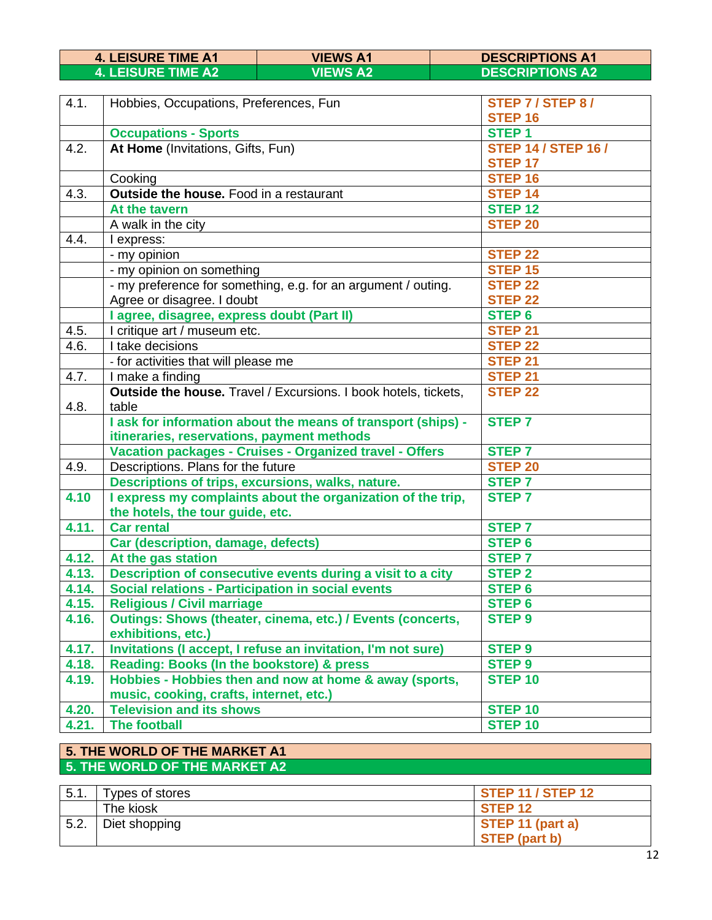| 4. LEISURE TIME A1 | VIEWS A1 | DESCRIPTIONS A1 |
|---|---|---|
| **4. LEISURE TIME A2** | **VIEWS A2** | **DESCRIPTIONS A2** |

| | | |
|---|---|---|
| 4.1. | Hobbies, Occupations, Preferences, Fun | **STEP 7 / STEP 8 / STEP 16** |
| | **Occupations - Sports** | **STEP 1** |
| 4.2. | **At Home** (Invitations, Gifts, Fun) | **STEP 14 / STEP 16 / STEP 17** |
| | Cooking | **STEP 16** |
| 4.3. | **Outside the house.** Food in a restaurant | **STEP 14** |
| | **At the tavern** | **STEP 12** |
| | A walk in the city | **STEP 20** |
| 4.4. | I express: | |
| | - my opinion | **STEP 22** |
| | - my opinion on something | **STEP 15** |
| | - my preference for something, e.g. for an argument / outing. Agree or disagree. I doubt | **STEP 22** **STEP 22** |
| | **I agree, disagree, express doubt (Part II)** | **STEP 6** |
| 4.5. | I critique art / museum etc. | **STEP 21** |
| 4.6. | I take decisions | **STEP 22** |
| | - for activities that will please me | **STEP 21** |
| 4.7. | I make a finding | **STEP 21** |
| 4.8. | **Outside the house.** Travel / Excursions. I book hotels, tickets, table | **STEP 22** |
| | **I ask for information about the means of transport (ships) - itineraries, reservations, payment methods** | **STEP 7** |
| | **Vacation packages - Cruises - Organized travel - Offers** | **STEP 7** |
| 4.9. | Descriptions. Plans for the future | **STEP 20** |
| | **Descriptions of trips, excursions, walks, nature.** | **STEP 7** |
| **4.10** | **I express my complaints about the organization of the trip, the hotels, the tour guide, etc.** | **STEP 7** |
| **4.11.** | **Car rental** | **STEP 7** |
| | **Car (description, damage, defects)** | **STEP 6** |
| **4.12.** | **At the gas station** | **STEP 7** |
| **4.13.** | **Description of consecutive events during a visit to a city** | **STEP 2** |
| **4.14.** | **Social relations - Participation in social events** | **STEP 6** |
| **4.15.** | **Religious / Civil marriage** | **STEP 6** |
| **4.16.** | **Outings: Shows (theater, cinema, etc.) / Events (concerts, exhibitions, etc.)** | **STEP 9** |
| **4.17.** | **Invitations (I accept, I refuse an invitation, I'm not sure)** | **STEP 9** |
| **4.18.** | **Reading: Books (In the bookstore) & press** | **STEP 9** |
| **4.19.** | **Hobbies - Hobbies then and now at home & away (sports, music, cooking, crafts, internet, etc.)** | **STEP 10** |
| **4.20.** | **Television and its shows** | **STEP 10** |
| **4.21.** | **The football** | **STEP 10** |

| 5. THE WORLD OF THE MARKET A1 |
|---|
| **5. THE WORLD OF THE MARKET A2** |

| | | |
|---|---|---|
| 5.1. | Types of stores | **STEP 11 / STEP 12** |
| | The kiosk | **STEP 12** |
| 5.2. | Diet shopping | **STEP 11 (part a)** **STEP (part b)** |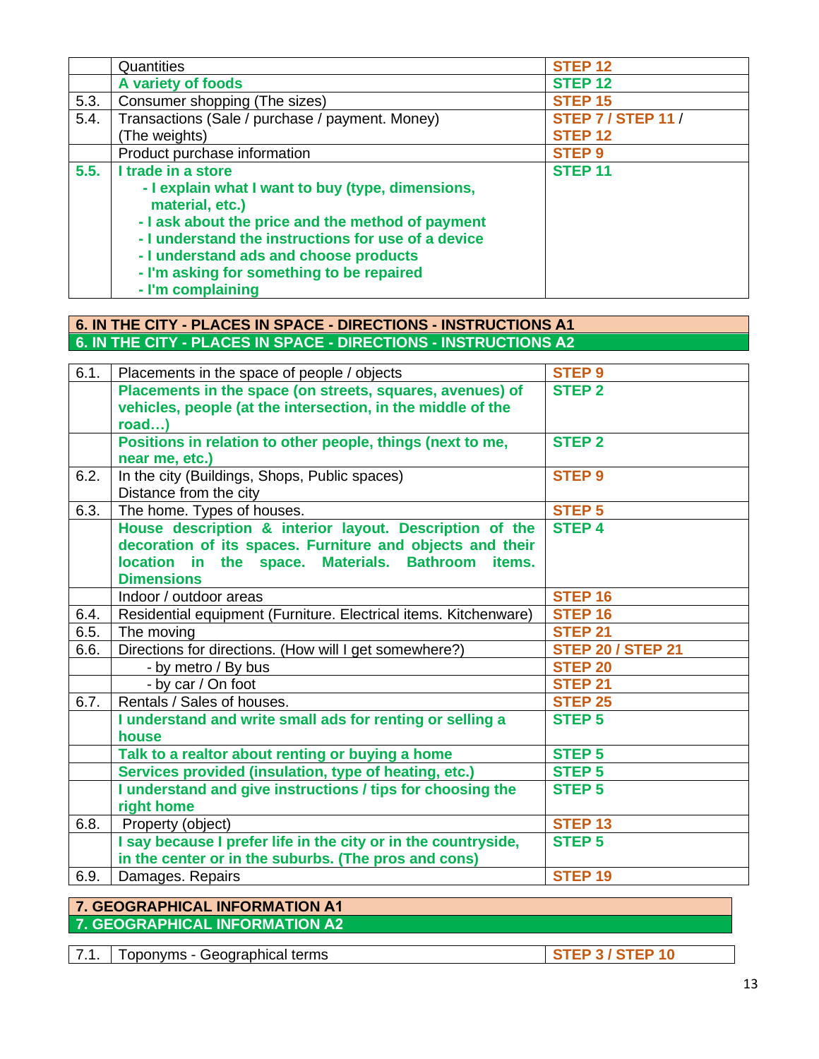| | | |
|---|---|---|
| | Quantities | STEP 12 |
| | **A variety of foods** | **STEP 12** |
| 5.3. | Consumer shopping (The sizes) | STEP 15 |
| 5.4. | Transactions (Sale / purchase / payment. Money) (The weights) | STEP 7 / STEP 11 / STEP 12 |
| | Product purchase information | STEP 9 |
| **5.5.** | **I trade in a store**<br>**- I explain what I want to buy (type, dimensions, material, etc.)**<br>**- I ask about the price and the method of payment**<br>**- I understand the instructions for use of a device**<br>**- I understand ads and choose products**<br>**- I'm asking for something to be repaired**<br>**- I'm complaining** | **STEP 11** |

## 6. IN THE CITY - PLACES IN SPACE - DIRECTIONS - INSTRUCTIONS A1
## 6. IN THE CITY - PLACES IN SPACE - DIRECTIONS - INSTRUCTIONS A2

| | | |
|---|---|---|
| 6.1. | Placements in the space of people / objects | STEP 9 |
| | **Placements in the space (on streets, squares, avenues) of vehicles, people (at the intersection, in the middle of the road…)** | **STEP 2** |
| | **Positions in relation to other people, things (next to me, near me, etc.)** | **STEP 2** |
| 6.2. | In the city (Buildings, Shops, Public spaces) Distance from the city | STEP 9 |
| 6.3. | The home. Types of houses. | STEP 5 |
| | **House description & interior layout. Description of the decoration of its spaces. Furniture and objects and their location in the space. Materials. Bathroom items. Dimensions** | **STEP 4** |
| | Indoor / outdoor areas | STEP 16 |
| 6.4. | Residential equipment (Furniture. Electrical items. Kitchenware) | STEP 16 |
| 6.5. | The moving | STEP 21 |
| 6.6. | Directions for directions. (How will I get somewhere?) | STEP 20 / STEP 21 |
| | - by metro / By bus | STEP 20 |
| | - by car / On foot | STEP 21 |
| 6.7. | Rentals / Sales of houses. | STEP 25 |
| | **I understand and write small ads for renting or selling a house** | **STEP 5** |
| | **Talk to a realtor about renting or buying a home** | **STEP 5** |
| | **Services provided (insulation, type of heating, etc.)** | **STEP 5** |
| | **I understand and give instructions / tips for choosing the right home** | **STEP 5** |
| 6.8. | Property (object) | STEP 13 |
| | **I say because I prefer life in the city or in the countryside, in the center or in the suburbs. (The pros and cons)** | **STEP 5** |
| 6.9. | Damages. Repairs | STEP 19 |

## 7. GEOGRAPHICAL INFORMATION A1
## 7. GEOGRAPHICAL INFORMATION A2

| | | |
|---|---|---|
| 7.1. | Toponyms - Geographical terms | STEP 3 / STEP 10 |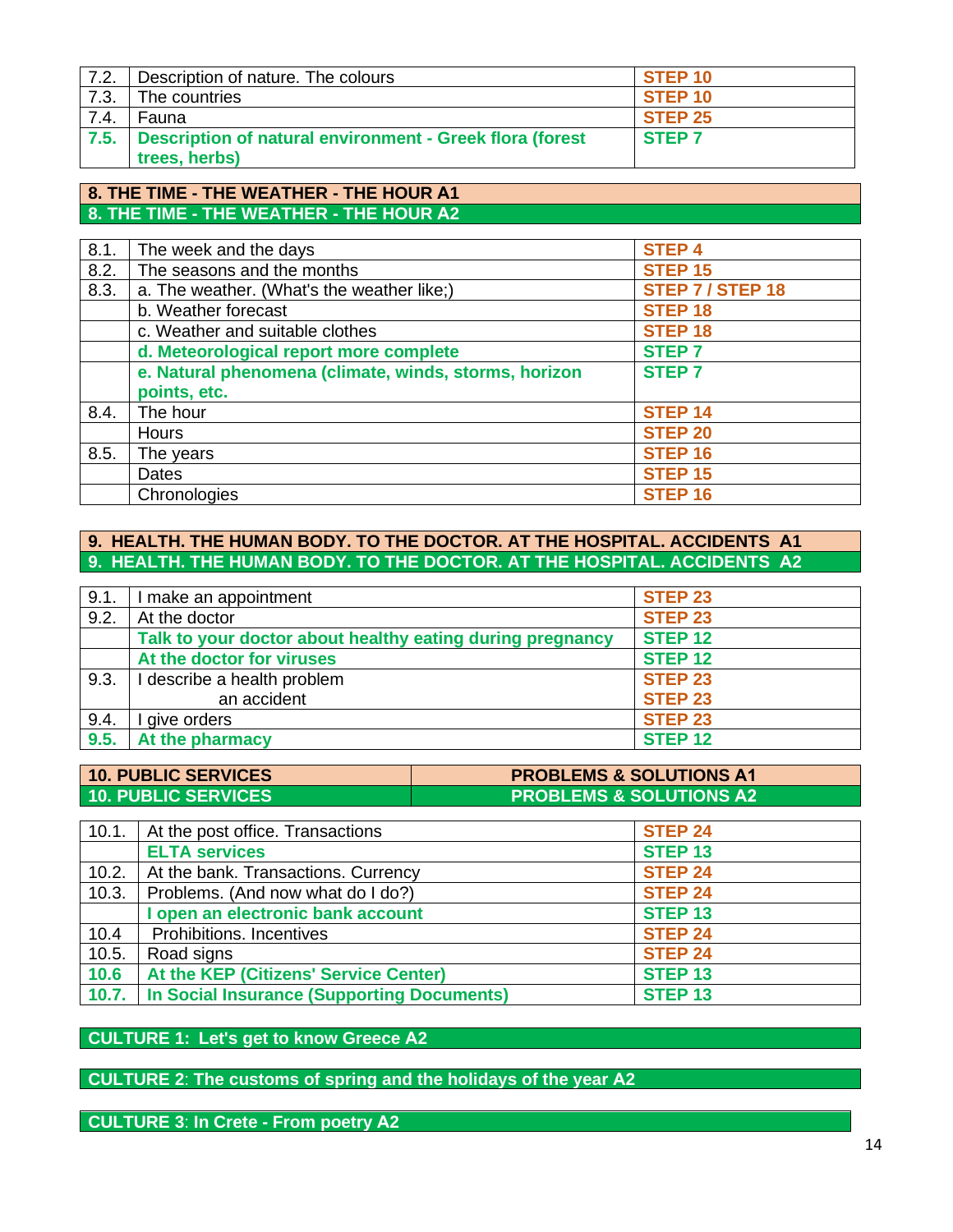| | | |
|---|---|---|
| 7.2. | Description of nature. The colours | STEP 10 |
| 7.3. | The countries | STEP 10 |
| 7.4. | Fauna | STEP 25 |
| **7.5.** | **Description of natural environment - Greek flora (forest trees, herbs)** | **STEP 7** |

**8. THE TIME - THE WEATHER - THE HOUR A1**

**8. THE TIME - THE WEATHER - THE HOUR A2**

| | | |
|---|---|---|
| 8.1. | The week and the days | STEP 4 |
| 8.2. | The seasons and the months | STEP 15 |
| 8.3. | a. The weather. (What's the weather like;) | STEP 7 / STEP 18 |
| | b. Weather forecast | STEP 18 |
| | c. Weather and suitable clothes | STEP 18 |
| | **d. Meteorological report more complete** | **STEP 7** |
| | **e. Natural phenomena (climate, winds, storms, horizon points, etc.** | **STEP 7** |
| 8.4. | The hour | STEP 14 |
| | Hours | STEP 20 |
| 8.5. | The years | STEP 16 |
| | Dates | STEP 15 |
| | Chronologies | STEP 16 |

**9. HEALTH. THE HUMAN BODY. TO THE DOCTOR. AT THE HOSPITAL. ACCIDENTS A1**

**9. HEALTH. THE HUMAN BODY. TO THE DOCTOR. AT THE HOSPITAL. ACCIDENTS A2**

| | | |
|---|---|---|
| 9.1. | I make an appointment | STEP 23 |
| 9.2. | At the doctor | STEP 23 |
| | **Talk to your doctor about healthy eating during pregnancy** | **STEP 12** |
| | **At the doctor for viruses** | **STEP 12** |
| 9.3. | I describe a health problem | STEP 23 |
| | an accident | STEP 23 |
| 9.4. | I give orders | STEP 23 |
| **9.5.** | **At the pharmacy** | **STEP 12** |

| | |
|---|---|
| **10. PUBLIC SERVICES** | **PROBLEMS & SOLUTIONS A1** |
| **10. PUBLIC SERVICES** | **PROBLEMS & SOLUTIONS A2** |

| | | |
|---|---|---|
| 10.1. | At the post office. Transactions | STEP 24 |
| | **ELTA services** | **STEP 13** |
| 10.2. | At the bank. Transactions. Currency | STEP 24 |
| 10.3. | Problems. (And now what do I do?) | STEP 24 |
| | **I open an electronic bank account** | **STEP 13** |
| 10.4 | Prohibitions. Incentives | STEP 24 |
| 10.5. | Road signs | STEP 24 |
| **10.6** | **At the KEP (Citizens' Service Center)** | **STEP 13** |
| **10.7.** | **In Social Insurance (Supporting Documents)** | **STEP 13** |

**CULTURE 1: Let's get to know Greece A2**

**CULTURE 2: The customs of spring and the holidays of the year A2**

**CULTURE 3: In Crete - From poetry A2**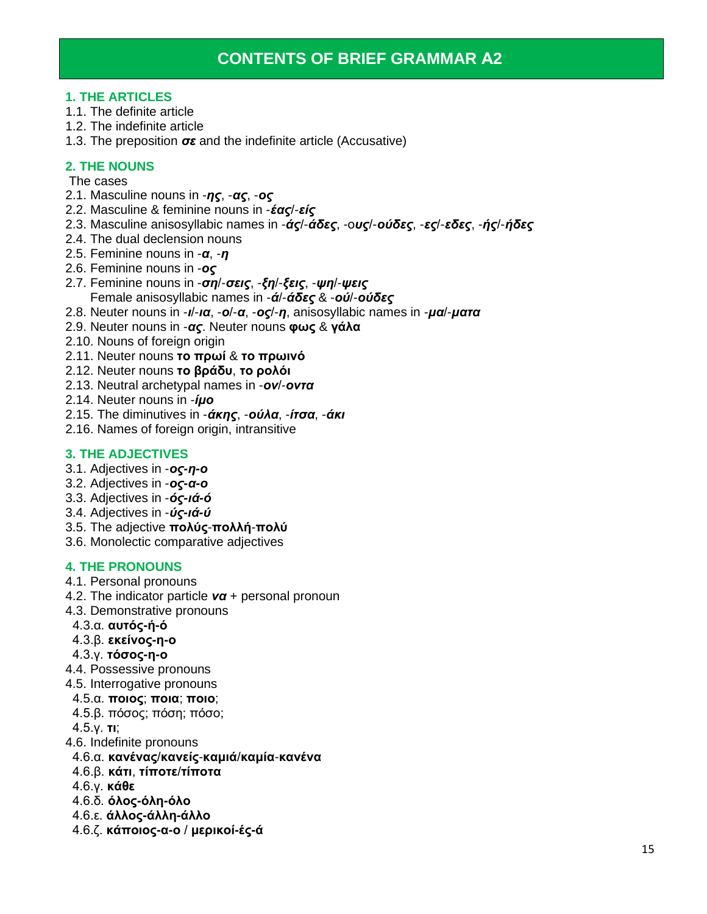# CONTENTS OF BRIEF GRAMMAR A2

## 1. THE ARTICLES

1.1. The definite article
1.2. The indefinite article
1.3. The preposition ***σε*** and the indefinite article (Accusative)

## 2. THE NOUNS

The cases
2.1. Masculine nouns in -***ης***, -***ας***, -***ος***
2.2. Masculine & feminine nouns in -***έας***/-***είς***
2.3. Masculine anisosyllabic names in -***άς***/-***άδες***, -***ους***/-***ούδες***, -***ες***/-***εδες***, -***ής***/-***ήδες***
2.4. The dual declension nouns
2.5. Feminine nouns in -***α***, -***η***
2.6. Feminine nouns in -***ος***
2.7. Feminine nouns in -***ση***/-***σεις***, -***ξη***/-***ξεις***, -***ψη***/-***ψεις***
Female anisosyllabic names in -***ά***/-***άδες*** & -***ού***/-***ούδες***
2.8. Neuter nouns in -***ι***/-***ια***, -***ο***/-***α***, -***ος***/-***η***, anisosyllabic names in -***μα***/-***ματα***
2.9. Neuter nouns in -***ας***. Neuter nouns **φως** & **γάλα**
2.10. Nouns of foreign origin
2.11. Neuter nouns **το πρωί** & **το πρωινό**
2.12. Neuter nouns **το βράδυ**, **το ρολόι**
2.13. Neutral archetypal names in -***ον***/-***οντα***
2.14. Neuter nouns in -***ίμο***
2.15. The diminutives in -***άκης***, -***ούλα***, -***ίτσα***, -***άκι***
2.16. Names of foreign origin, intransitive

## 3. THE ADJECTIVES

3.1. Adjectives in -***ος-η-ο***
3.2. Adjectives in -***ος-α-ο***
3.3. Adjectives in -***ός-ιά-ό***
3.4. Adjectives in -***ύς-ιά-ύ***
3.5. The adjective **πολύς**-**πολλή**-**πολύ**
3.6. Monolectic comparative adjectives

## 4. THE PRONOUNS

4.1. Personal pronouns
4.2. The indicator particle ***να*** + personal pronoun
4.3. Demonstrative pronouns
4.3.α. **αυτός-ή-ό**
4.3.β. **εκείνος-η-ο**
4.3.γ. **τόσος-η-ο**
4.4. Possessive pronouns
4.5. Interrogative pronouns
4.5.α. **ποιος**; **ποια**; **ποιο**;
4.5.β. πόσος; πόση; πόσο;
4.5.γ. **τι**;
4.6. Indefinite pronouns
4.6.α. **κανένας**/**κανείς**-**καμιά**/**καμία**-**κανένα**
4.6.β. **κάτι**, **τίποτε**/**τίποτα**
4.6.γ. **κάθε**
4.6.δ. **όλος-όλη-όλο**
4.6.ε. **άλλος-άλλη-άλλο**
4.6.ζ. **κάποιος-α-ο** / **μερικοί-ές-ά**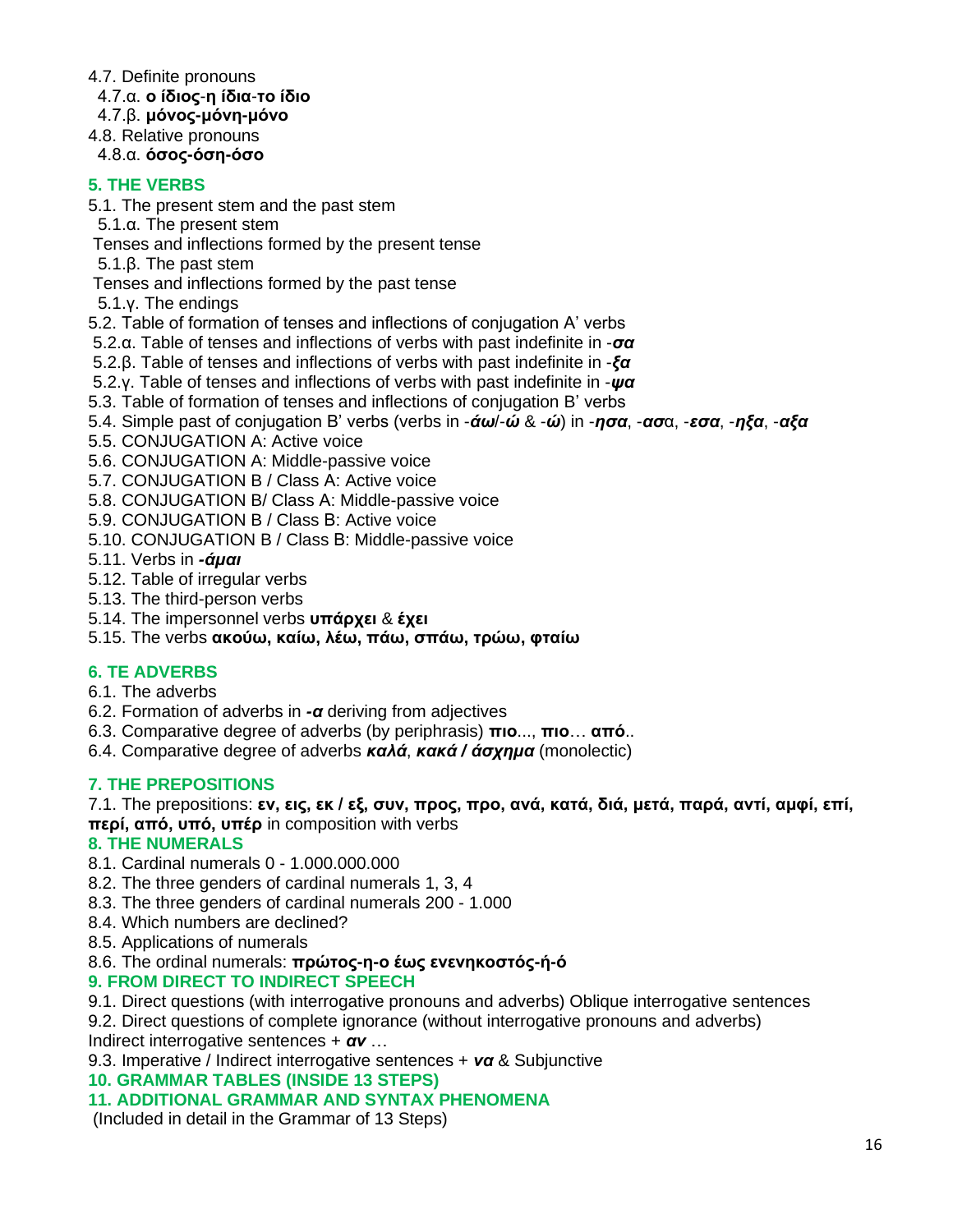4.7. Definite pronouns
  4.7.α. **ο ίδιος**-**η ίδια**-**το ίδιο**
  4.7.β. **μόνος-μόνη-μόνο**
4.8. Relative pronouns
  4.8.α. **όσος-όση-όσο**

## 5. THE VERBS

5.1. The present stem and the past stem
  5.1.α. The present stem
 Tenses and inflections formed by the present tense
  5.1.β. The past stem
 Tenses and inflections formed by the past tense
  5.1.γ. The endings
5.2. Table of formation of tenses and inflections of conjugation A' verbs
 5.2.α. Table of tenses and inflections of verbs with past indefinite in -***σα***
 5.2.β. Table of tenses and inflections of verbs with past indefinite in -***ξα***
 5.2.γ. Table of tenses and inflections of verbs with past indefinite in -***ψα***
5.3. Table of formation of tenses and inflections of conjugation B' verbs
5.4. Simple past of conjugation B' verbs (verbs in -***άω***/-***ώ*** & -***ώ***) in -***ησα***, -***ασ***α, -***εσα***, -***ηξα***, -***αξα***
5.5. CONJUGATION A: Active voice
5.6. CONJUGATION A: Middle-passive voice
5.7. CONJUGATION B / Class A: Active voice
5.8. CONJUGATION B/ Class A: Middle-passive voice
5.9. CONJUGATION B / Class B: Active voice
5.10. CONJUGATION B / Class B: Middle-passive voice
5.11. Verbs in ***-άμαι***
5.12. Table of irregular verbs
5.13. The third-person verbs
5.14. The impersonnel verbs **υπάρχει** & **έχει**
5.15. The verbs **ακούω, καίω, λέω, πάω, σπάω, τρώω, φταίω**

## 6. TE ADVERBS

6.1. The adverbs
6.2. Formation of adverbs in ***-α*** deriving from adjectives
6.3. Comparative degree of adverbs (by periphrasis) **πιο**..., **πιο**… **από**..
6.4. Comparative degree of adverbs ***καλά***, ***κακά / άσχημα*** (monolectic)

## 7. THE PREPOSITIONS

7.1. The prepositions: **εν, εις, εκ / εξ, συν, προς, προ, ανά, κατά, διά, μετά, παρά, αντί, αμφί, επί, περί, από, υπό, υπέρ** in composition with verbs

## 8. THE NUMERALS

8.1. Cardinal numerals 0 - 1.000.000.000
8.2. The three genders of cardinal numerals 1, 3, 4
8.3. The three genders of cardinal numerals 200 - 1.000
8.4. Which numbers are declined?
8.5. Applications of numerals
8.6. The ordinal numerals: **πρώτος-η-ο έως ενενηκοστός-ή-ό**

## 9. FROM DIRECT TO INDIRECT SPEECH

9.1. Direct questions (with interrogative pronouns and adverbs) Oblique interrogative sentences
9.2. Direct questions of complete ignorance (without interrogative pronouns and adverbs) Indirect interrogative sentences + ***αν*** …
9.3. Imperative / Indirect interrogative sentences + ***να*** & Subjunctive

## 10. GRAMMAR TABLES (INSIDE 13 STEPS)

## 11. ADDITIONAL GRAMMAR AND SYNTAX PHENOMENA

(Included in detail in the Grammar of 13 Steps)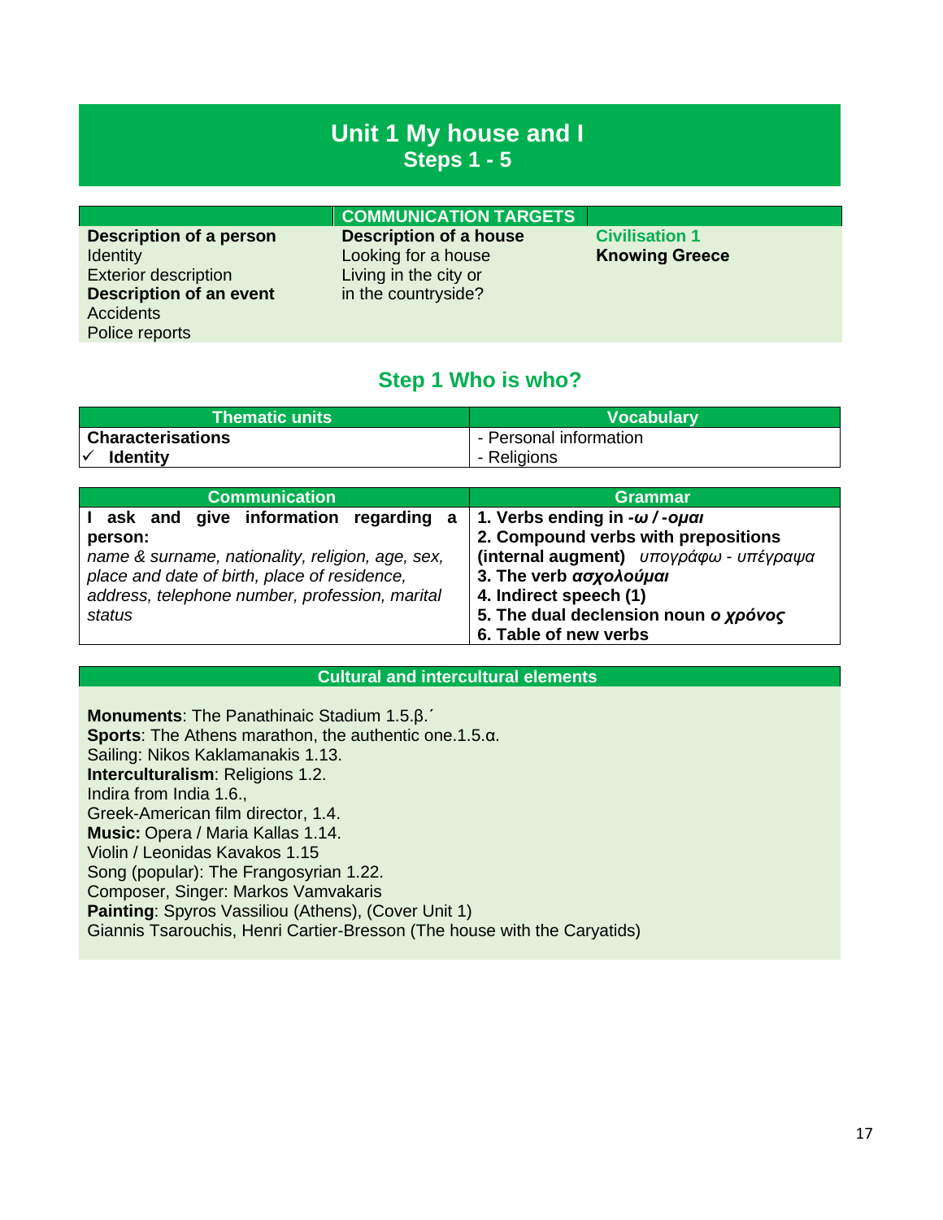# Unit 1 My house and I
## Steps 1 - 5

| | COMMUNICATION TARGETS | |
|---|---|---|
| **Description of a person**<br>Identity<br>Exterior description<br>**Description of an event**<br>Accidents<br>Police reports | **Description of a house**<br>Looking for a house<br>Living in the city or<br>in the countryside? | **Civilisation 1**<br>**Knowing Greece** |

## Step 1 Who is who?

| Thematic units | Vocabulary |
|---|---|
| **Characterisations**<br>✓ **Identity** | - Personal information<br>- Religions |

| Communication | Grammar |
|---|---|
| **I ask and give information regarding a person:**<br>*name & surname, nationality, religion, age, sex, place and date of birth, place of residence, address, telephone number, profession, marital status* | **1. Verbs ending in *-ω / -ομαι***<br>**2. Compound verbs with prepositions (internal augment)** *υπογράφω - υπέγραψα*<br>**3. The verb *ασχολούμαι***<br>**4. Indirect speech (1)**<br>**5. The dual declension noun *ο χρόνος***<br>**6. Table of new verbs** |

### Cultural and intercultural elements

**Monuments**: The Panathinaic Stadium 1.5.β.΄
**Sports**: The Athens marathon, the authentic one.1.5.α.
Sailing: Nikos Kaklamanakis 1.13.
**Interculturalism**: Religions 1.2.
Indira from India 1.6.,
Greek-American film director, 1.4.
**Music:** Opera / Maria Kallas 1.14.
Violin / Leonidas Kavakos 1.15
Song (popular): The Frangosyrian 1.22.
Composer, Singer: Markos Vamvakaris
**Painting**: Spyros Vassiliou (Athens), (Cover Unit 1)
Giannis Tsarouchis, Henri Cartier-Bresson (The house with the Caryatids)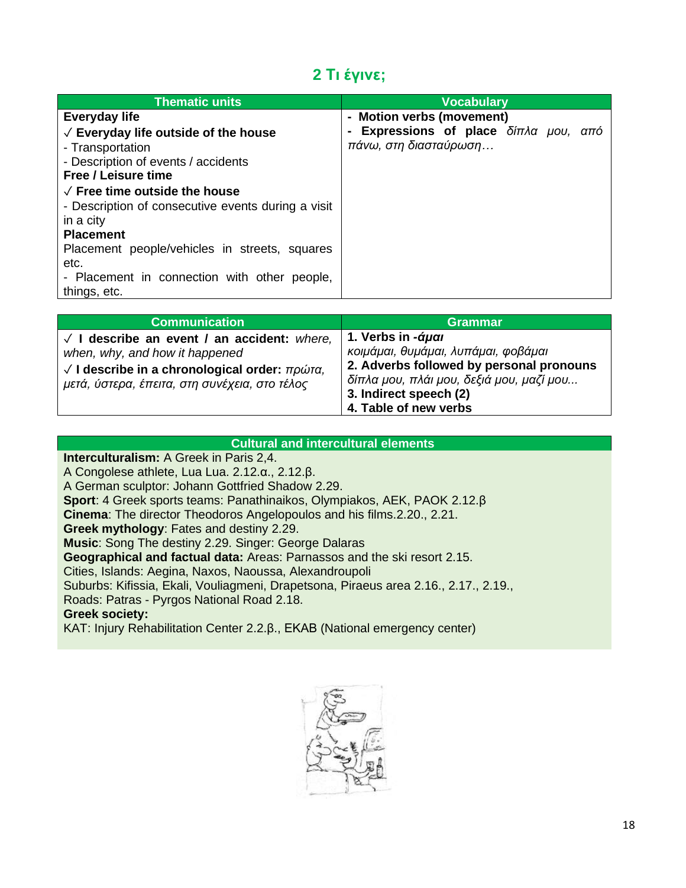## 2 Τι έγινε;

| Thematic units | Vocabulary |
| --- | --- |
| **Everyday life**<br>✓ **Everyday life outside of the house**<br>- Transportation<br>- Description of events / accidents<br>**Free / Leisure time**<br>✓ **Free time outside the house**<br>- Description of consecutive events during a visit in a city<br>**Placement**<br>Placement people/vehicles in streets, squares etc.<br>- Placement in connection with other people, things, etc. | - **Motion verbs (movement)**<br>- **Expressions of place** *δίπλα μου, από πάνω, στη διασταύρωση…* |

| Communication | Grammar |
| --- | --- |
| ✓ **I describe an event / an accident:** *where, when, why, and how it happened*<br>✓ **I describe in a chronological order:** *πρώτα, μετά, ύστερα, έπειτα, στη συνέχεια, στο τέλος* | **1. Verbs in *-άμαι***<br>*κοιμάμαι, θυμάμαι, λυπάμαι, φοβάμαι*<br>**2. Adverbs followed by personal pronouns**<br>*δίπλα μου, πλάι μου, δεξιά μου, μαζί μου...*<br>**3. Indirect speech (2)**<br>**4. Table of new verbs** |

| Cultural and intercultural elements |
| --- |
| **Interculturalism:** A Greek in Paris 2,4.<br>A Congolese athlete, Lua Lua. 2.12.α., 2.12.β.<br>A German sculptor: Johann Gottfried Shadow 2.29.<br>**Sport**: 4 Greek sports teams: Panathinaikos, Olympiakos, AEK, PAOK 2.12.β<br>**Cinema**: The director Theodoros Angelopoulos and his films.2.20., 2.21.<br>**Greek mythology**: Fates and destiny 2.29.<br>**Music**: Song The destiny 2.29. Singer: George Dalaras<br>**Geographical and factual data:** Areas: Parnassos and the ski resort 2.15.<br>Cities, Islands: Aegina, Naxos, Naoussa, Alexandroupoli<br>Suburbs: Kifissia, Ekali, Vouliagmeni, Drapetsona, Piraeus area 2.16., 2.17., 2.19.,<br>Roads: Patras - Pyrgos National Road 2.18.<br>**Greek society:**<br>KAT: Injury Rehabilitation Center 2.2.β., EKAB (National emergency center) |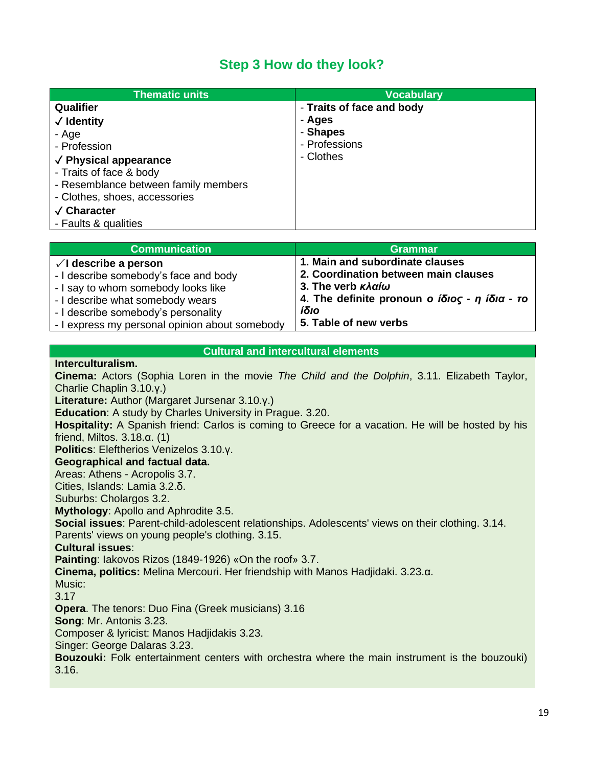## Step 3 How do they look?

| Thematic units | Vocabulary |
|---|---|
| **Qualifier**<br>✓ **Identity**<br>- Age<br>- Profession<br>✓ **Physical appearance**<br>- Traits of face & body<br>- Resemblance between family members<br>- Clothes, shoes, accessories<br>✓ **Character**<br>- Faults & qualities | - **Traits of face and body**<br>- **Ages**<br>- **Shapes**<br>- Professions<br>- Clothes |

| Communication | Grammar |
|---|---|
| ✓**I describe a person**<br>- I describe somebody's face and body<br>- I say to whom somebody looks like<br>- I describe what somebody wears<br>- I describe somebody's personality<br>- I express my personal opinion about somebody | **1. Main and subordinate clauses**<br>**2. Coordination between main clauses**<br>**3. The verb *κλαίω***<br>**4. The definite pronoun *ο ίδιος - η ίδια - το ίδιο***<br>**5. Table of new verbs** |

| Cultural and intercultural elements |
|---|
| **Interculturalism.**<br>**Cinema:** Actors (Sophia Loren in the movie *The Child and the Dolphin*, 3.11. Elizabeth Taylor, Charlie Chaplin 3.10.γ.)<br>**Literature:** Author (Margaret Jursenar 3.10.γ.)<br>**Education**: A study by Charles University in Prague. 3.20.<br>**Hospitality:** A Spanish friend: Carlos is coming to Greece for a vacation. He will be hosted by his friend, Miltos. 3.18.α. (1)<br>**Politics**: Eleftherios Venizelos 3.10.γ.<br>**Geographical and factual data.**<br>Areas: Athens - Acropolis 3.7.<br>Cities, Islands: Lamia 3.2.δ.<br>Suburbs: Cholargos 3.2.<br>**Mythology**: Apollo and Aphrodite 3.5.<br>**Social issues**: Parent-child-adolescent relationships. Adolescents' views on their clothing. 3.14.<br>Parents' views on young people's clothing. 3.15.<br>**Cultural issues**:<br>**Painting**: Iakovos Rizos (1849-1926) «On the roof» 3.7.<br>**Cinema, politics:** Melina Mercouri. Her friendship with Manos Hadjidaki. 3.23.α.<br>Music:<br>3.17<br>**Opera**. The tenors: Duo Fina (Greek musicians) 3.16<br>**Song**: Mr. Antonis 3.23.<br>Composer & lyricist: Manos Hadjidakis 3.23.<br>Singer: George Dalaras 3.23.<br>**Bouzouki:** Folk entertainment centers with orchestra where the main instrument is the bouzouki) 3.16. |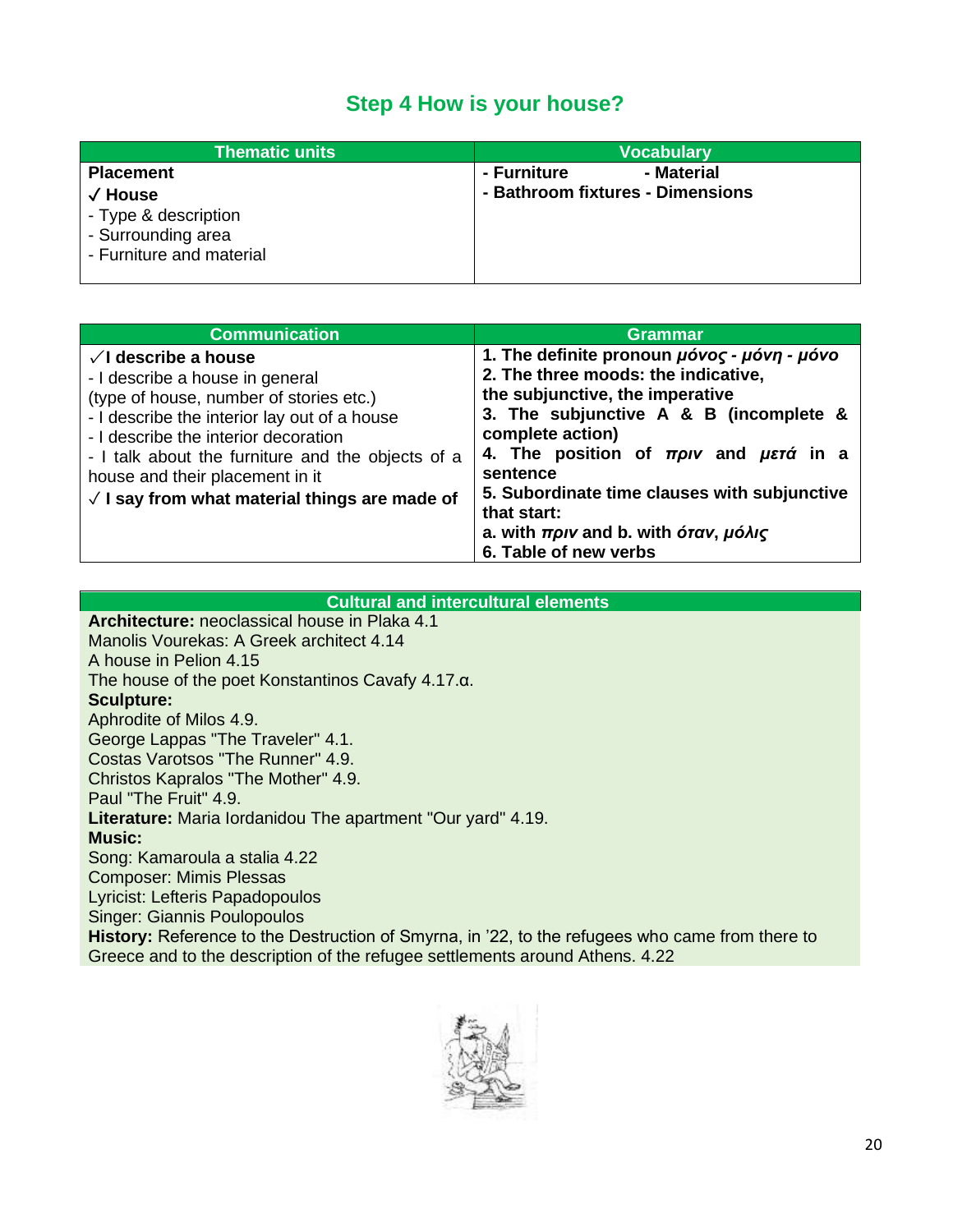## Step 4 How is your house?

| Thematic units | Vocabulary |
|---|---|
| **Placement**<br>**✓ House**<br>- Type & description<br>- Surrounding area<br>- Furniture and material | **- Furniture - Material**<br>**- Bathroom fixtures - Dimensions** |

| Communication | Grammar |
|---|---|
| **✓I describe a house**<br>- I describe a house in general (type of house, number of stories etc.)<br>- I describe the interior lay out of a house<br>- I describe the interior decoration<br>- I talk about the furniture and the objects of a house and their placement in it<br>**✓ I say from what material things are made of** | **1. The definite pronoun *μόνος - μόνη - μόνο***<br>**2. The three moods: the indicative, the subjunctive, the imperative**<br>**3. The subjunctive A & B (incomplete & complete action)**<br>**4. The position of *πριν* and *μετά* in a sentence**<br>**5. Subordinate time clauses with subjunctive that start:**<br>**a. with *πριν* and b. with *όταν*, *μόλις***<br>**6. Table of new verbs** |

| Cultural and intercultural elements |
|---|
| **Architecture:** neoclassical house in Plaka 4.1<br>Manolis Vourekas: A Greek architect 4.14<br>A house in Pelion 4.15<br>The house of the poet Konstantinos Cavafy 4.17.α.<br>**Sculpture:**<br>Aphrodite of Milos 4.9.<br>George Lappas "The Traveler" 4.1.<br>Costas Varotsos "The Runner" 4.9.<br>Christos Kapralos "The Mother" 4.9.<br>Paul "The Fruit" 4.9.<br>**Literature:** Maria Iordanidou The apartment "Our yard" 4.19.<br>**Music:**<br>Song: Kamaroula a stalia 4.22<br>Composer: Mimis Plessas<br>Lyricist: Lefteris Papadopoulos<br>Singer: Giannis Poulopoulos<br>**History:** Reference to the Destruction of Smyrna, in '22, to the refugees who came from there to Greece and to the description of the refugee settlements around Athens. 4.22 |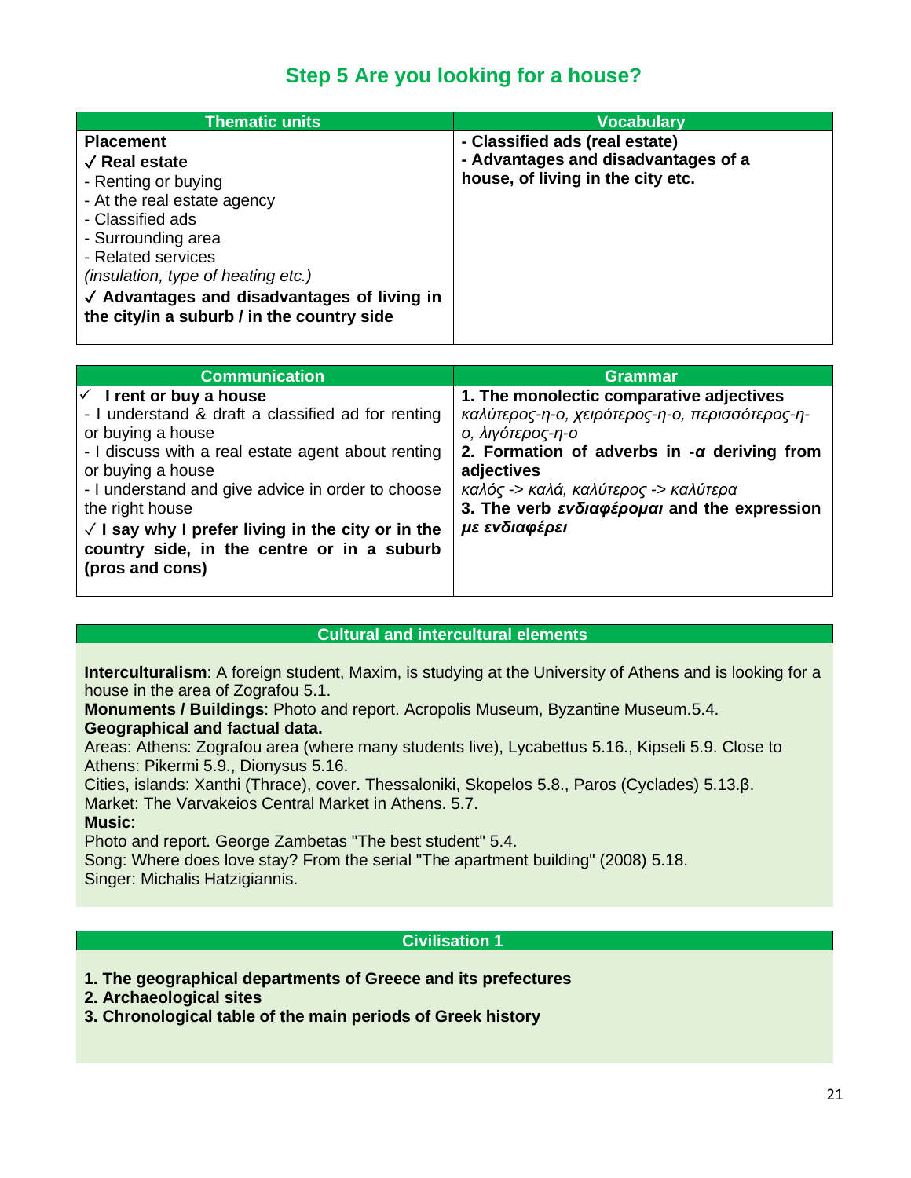# Step 5 Are you looking for a house?

| Thematic units | Vocabulary |
| --- | --- |
| **Placement**<br>**✓ Real estate**<br>- Renting or buying<br>- At the real estate agency<br>- Classified ads<br>- Surrounding area<br>- Related services<br>*(insulation, type of heating etc.)*<br>**✓ Advantages and disadvantages of living in the city/in a suburb / in the country side** | **- Classified ads (real estate)**<br>**- Advantages and disadvantages of a house, of living in the city etc.** |

| Communication | Grammar |
| --- | --- |
| **✓ I rent or buy a house**<br>- I understand & draft a classified ad for renting or buying a house<br>- I discuss with a real estate agent about renting or buying a house<br>- I understand and give advice in order to choose the right house<br>**✓ I say why I prefer living in the city or in the country side, in the centre or in a suburb (pros and cons)** | **1. The monolectic comparative adjectives**<br>*καλύτερος-η-ο, χειρότερος-η-ο, περισσότερος-η-ο, λιγότερος-η-ο*<br>**2. Formation of adverbs in *-α* deriving from adjectives**<br>*καλός -> καλά, καλύτερος -> καλύτερα*<br>**3. The verb *ενδιαφέρομαι* and the expression *με ενδιαφέρει*** |

## Cultural and intercultural elements

**Interculturalism**: A foreign student, Maxim, is studying at the University of Athens and is looking for a house in the area of Zografou 5.1.

**Monuments / Buildings**: Photo and report. Acropolis Museum, Byzantine Museum.5.4.

**Geographical and factual data.**

Areas: Athens: Zografou area (where many students live), Lycabettus 5.16., Kipseli 5.9. Close to Athens: Pikermi 5.9., Dionysus 5.16.

Cities, islands: Xanthi (Thrace), cover. Thessaloniki, Skopelos 5.8., Paros (Cyclades) 5.13.β.

Market: The Varvakeios Central Market in Athens. 5.7.

**Music**:

Photo and report. George Zambetas "The best student" 5.4.

Song: Where does love stay? From the serial "The apartment building" (2008) 5.18.

Singer: Michalis Hatzigiannis.

## Civilisation 1

1. **The geographical departments of Greece and its prefectures**
2. **Archaeological sites**
3. **Chronological table of the main periods of Greek history**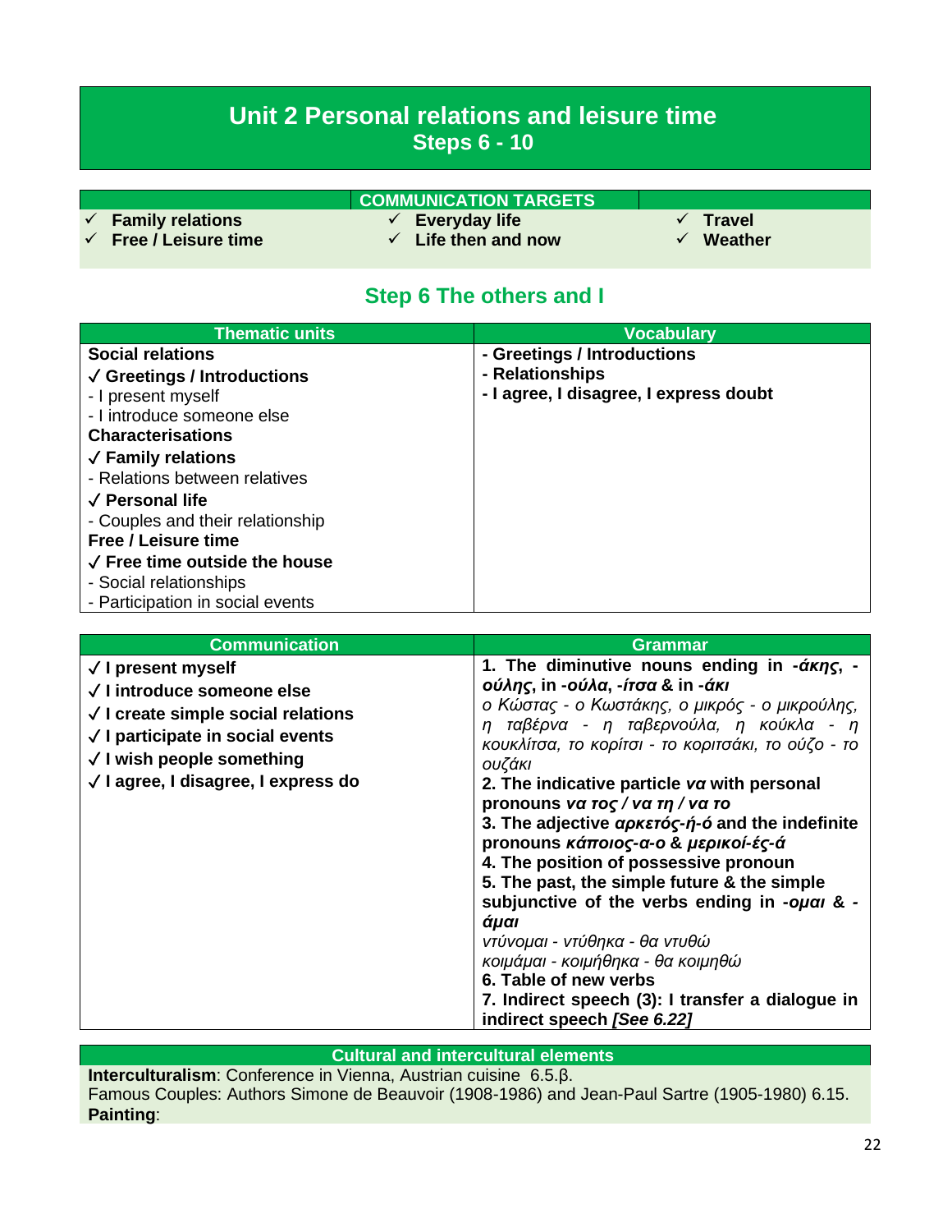# Unit 2 Personal relations and leisure time
## Steps 6 - 10

| | COMMUNICATION TARGETS | |
|---|---|---|
| ✓ **Family relations**<br>✓ **Free / Leisure time** | ✓ **Everyday life**<br>✓ **Life then and now** | ✓ **Travel**<br>✓ **Weather** |

## Step 6 The others and I

| Thematic units | Vocabulary |
|---|---|
| **Social relations**<br>**✓ Greetings / Introductions**<br>- I present myself<br>- I introduce someone else<br>**Characterisations**<br>**✓ Family relations**<br>- Relations between relatives<br>**✓ Personal life**<br>- Couples and their relationship<br>**Free / Leisure time**<br>**✓ Free time outside the house**<br>- Social relationships<br>- Participation in social events | **- Greetings / Introductions**<br>**- Relationships**<br>**- I agree, I disagree, I express doubt** |

| Communication | Grammar |
|---|---|
| **✓ I present myself**<br>**✓ I introduce someone else**<br>**✓ I create simple social relations**<br>**✓ I participate in social events**<br>**✓ I wish people something**<br>**✓ I agree, I disagree, I express do** | **1. The diminutive nouns ending in *-άκης*, *-ούλης*, in *-ούλα*, *-ίτσα* & in *-άκι***<br>*ο Κώστας - ο Κωστάκης, ο μικρός - ο μικρούλης, η ταβέρνα - η ταβερνούλα, η κούκλα - η κουκλίτσα, το κορίτσι - το κοριτσάκι, το ούζο - το ουζάκι*<br>**2. The indicative particle *να* with personal pronouns *να τος / να τη / να το***<br>**3. The adjective *αρκετός-ή-ό* and the indefinite pronouns *κάποιος-α-ο* & *μερικοί-ές-ά***<br>**4. The position of possessive pronoun**<br>**5. The past, the simple future & the simple subjunctive of the verbs ending in *-ομαι* & *-άμαι***<br>*ντύνομαι - ντύθηκα - θα ντυθώ*<br>*κοιμάμαι - κοιμήθηκα - θα κοιμηθώ*<br>**6. Table of new verbs**<br>**7. Indirect speech (3): I transfer a dialogue in indirect speech *[See 6.22]*** |

### Cultural and intercultural elements

**Interculturalism**: Conference in Vienna, Austrian cuisine 6.5.β.
Famous Couples: Authors Simone de Beauvoir (1908-1986) and Jean-Paul Sartre (1905-1980) 6.15.
**Painting**: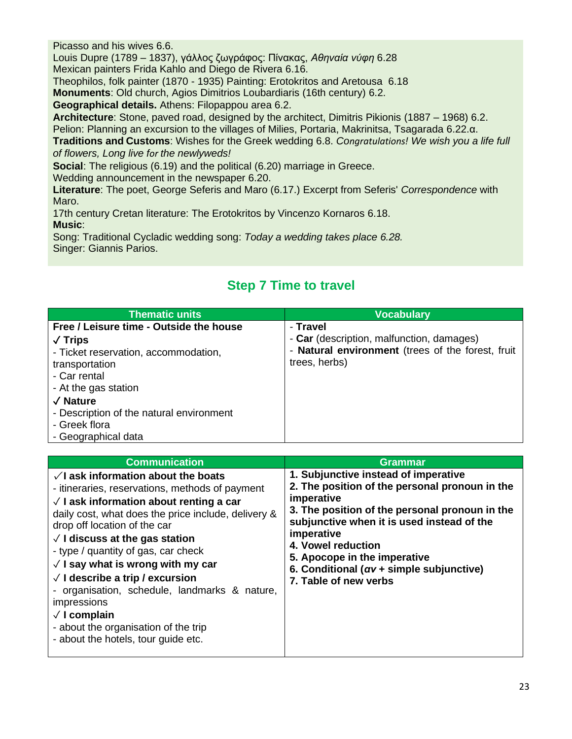Picasso and his wives 6.6.
Louis Dupre (1789 – 1837), γάλλος ζωγράφος: Πίνακας, *Αθηναία νύφη* 6.28
Mexican painters Frida Kahlo and Diego de Rivera 6.16.
Theophilos, folk painter (1870 - 1935) Painting: Erotokritos and Aretousa 6.18
**Monuments**: Old church, Agios Dimitrios Loubardiaris (16th century) 6.2.
**Geographical details.** Athens: Filopappou area 6.2.
**Architecture**: Stone, paved road, designed by the architect, Dimitris Pikionis (1887 – 1968) 6.2.
Pelion: Planning an excursion to the villages of Milies, Portaria, Makrinitsa, Tsagarada 6.22.α.
**Traditions and Customs**: Wishes for the Greek wedding 6.8. *Congratulations! We wish you a life full of flowers, Long live for the newlyweds!*
**Social**: The religious (6.19) and the political (6.20) marriage in Greece.
Wedding announcement in the newspaper 6.20.
**Literature**: The poet, George Seferis and Maro (6.17.) Excerpt from Seferis' *Correspondence* with Maro.
17th century Cretan literature: The Erotokritos by Vincenzo Kornaros 6.18.
**Music**:
Song: Traditional Cycladic wedding song: *Today a wedding takes place 6.28.*
Singer: Giannis Parios.

## Step 7 Time to travel

| Thematic units | Vocabulary |
| --- | --- |
| **Free / Leisure time - Outside the house**<br>**✓ Trips**<br>- Ticket reservation, accommodation, transportation<br>- Car rental<br>- At the gas station<br>**✓ Nature**<br>- Description of the natural environment<br>- Greek flora<br>- Geographical data | - **Travel**<br>- **Car** (description, malfunction, damages)<br>- **Natural environment** (trees of the forest, fruit trees, herbs) |

| Communication | Grammar |
| --- | --- |
| **✓I ask information about the boats**<br>- itineraries, reservations, methods of payment<br>**✓ I ask information about renting a car**<br>daily cost, what does the price include, delivery & drop off location of the car<br>**✓ I discuss at the gas station**<br>- type / quantity of gas, car check<br>**✓ I say what is wrong with my car**<br>**✓ I describe a trip / excursion**<br>- organisation, schedule, landmarks & nature, impressions<br>**✓ I complain**<br>- about the organisation of the trip<br>- about the hotels, tour guide etc. | **1. Subjunctive instead of imperative**<br>**2. The position of the personal pronoun in the imperative**<br>**3. The position of the personal pronoun in the subjunctive when it is used instead of the imperative**<br>**4. Vowel reduction**<br>**5. Apocope in the imperative**<br>**6. Conditional (*αν* + simple subjunctive)**<br>**7. Table of new verbs** |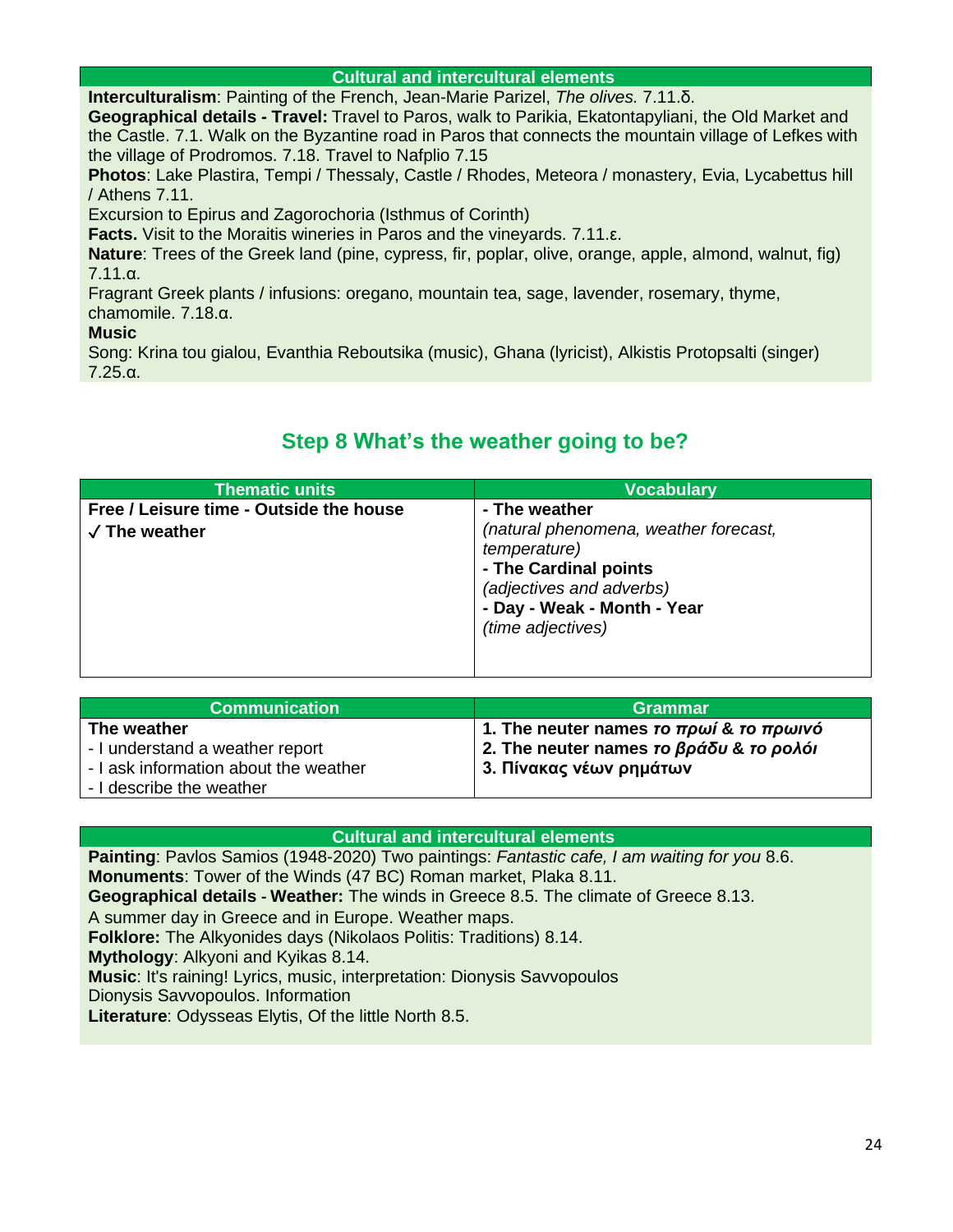**Cultural and intercultural elements**

**Interculturalism**: Painting of the French, Jean-Marie Parizel, *The olives.* 7.11.δ.
**Geographical details - Travel:** Travel to Paros, walk to Parikia, Ekatontapyliani, the Old Market and the Castle. 7.1. Walk on the Byzantine road in Paros that connects the mountain village of Lefkes with the village of Prodromos. 7.18. Travel to Nafplio 7.15
**Photos**: Lake Plastira, Tempi / Thessaly, Castle / Rhodes, Meteora / monastery, Evia, Lycabettus hill / Athens 7.11.
Excursion to Epirus and Zagorochoria (Isthmus of Corinth)
**Facts.** Visit to the Moraitis wineries in Paros and the vineyards. 7.11.ε.
**Nature**: Trees of the Greek land (pine, cypress, fir, poplar, olive, orange, apple, almond, walnut, fig) 7.11.α.
Fragrant Greek plants / infusions: oregano, mountain tea, sage, lavender, rosemary, thyme, chamomile. 7.18.α.
**Music**
Song: Krina tou gialou, Evanthia Reboutsika (music), Ghana (lyricist), Alkistis Protopsalti (singer) 7.25.α.

## Step 8 What's the weather going to be?

| Thematic units | Vocabulary |
|---|---|
| **Free / Leisure time - Outside the house**<br>**✓ The weather** | **- The weather**<br>*(natural phenomena, weather forecast, temperature)*<br>**- The Cardinal points**<br>*(adjectives and adverbs)*<br>**- Day - Weak - Month - Year**<br>*(time adjectives)* |

| Communication | Grammar |
|---|---|
| **The weather**<br>- I understand a weather report<br>- I ask information about the weather<br>- I describe the weather | **1. The neuter names *το πρωί* & *το πρωινό***<br>**2. The neuter names *το βράδυ* & *το ρολόι***<br>**3. Πίνακας νέων ρημάτων** |

**Cultural and intercultural elements**

**Painting**: Pavlos Samios (1948-2020) Two paintings: *Fantastic cafe, I am waiting for you* 8.6.
**Monuments**: Tower of the Winds (47 BC) Roman market, Plaka 8.11.
**Geographical details - Weather:** The winds in Greece 8.5. The climate of Greece 8.13.
A summer day in Greece and in Europe. Weather maps.
**Folklore:** The Alkyonides days (Nikolaos Politis: Traditions) 8.14.
**Mythology**: Alkyoni and Kyikas 8.14.
**Music**: It's raining! Lyrics, music, interpretation: Dionysis Savvopoulos
Dionysis Savvopoulos. Information
**Literature**: Odysseas Elytis, Of the little North 8.5.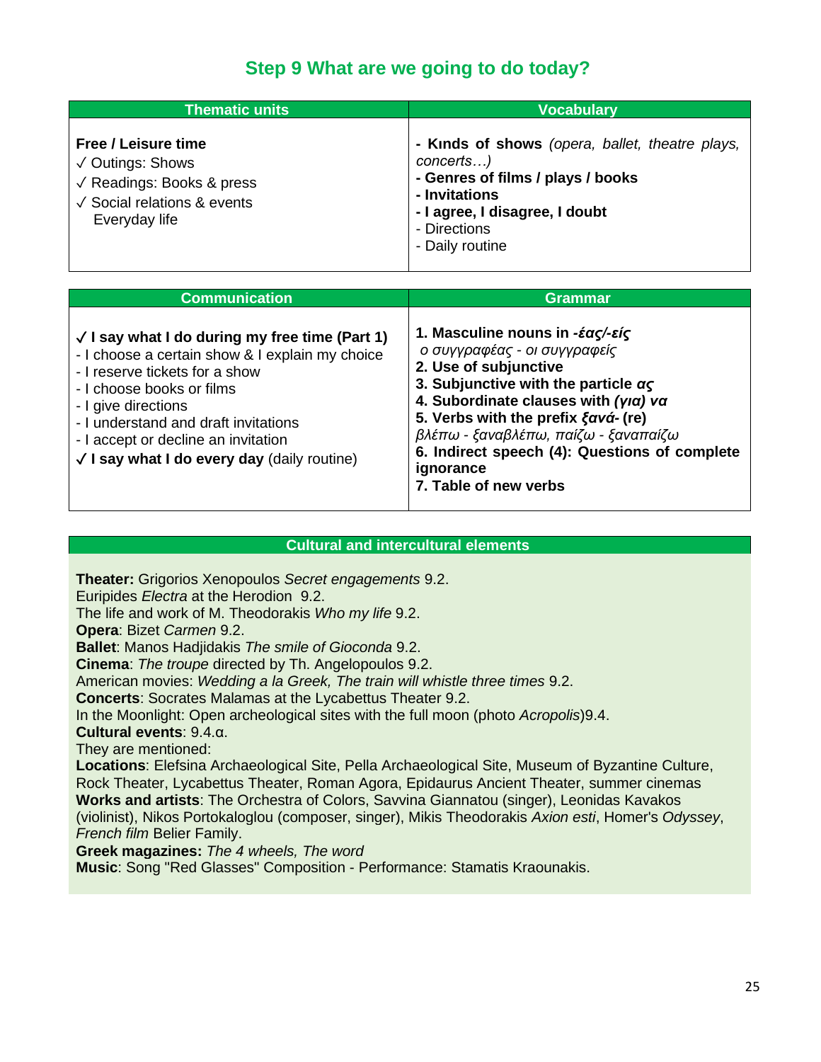## Step 9 What are we going to do today?

| Thematic units | Vocabulary |
| --- | --- |
| **Free / Leisure time**<br>✓ Outings: Shows<br>✓ Readings: Books & press<br>✓ Social relations & events<br>Everyday life | **- Kınds of shows** *(opera, ballet, theatre plays, concerts…)*<br>**- Genres of films / plays / books**<br>**- Invitations**<br>**- I agree, I disagree, I doubt**<br>- Directions<br>- Daily routine |

| Communication | Grammar |
| --- | --- |
| **✓ I say what I do during my free time (Part 1)**<br>- I choose a certain show & I explain my choice<br>- I reserve tickets for a show<br>- I choose books or films<br>- I give directions<br>- I understand and draft invitations<br>- I accept or decline an invitation<br>**✓ I say what I do every day** (daily routine) | **1. Masculine nouns in** ***-έας/-είς***<br>*ο συγγραφέας - οι συγγραφείς*<br>**2. Use of subjunctive**<br>**3. Subjunctive with the particle** ***ας***<br>**4. Subordinate clauses with** ***(για) να***<br>**5. Verbs with the prefix** ***ξανά-*** **(re)**<br>*βλέπω - ξαναβλέπω, παίζω - ξαναπαίζω*<br>**6. Indirect speech (4): Questions of complete ignorance**<br>**7. Table of new verbs** |

**Cultural and intercultural elements**

**Theater:** Grigorios Xenopoulos *Secret engagements* 9.2.
Euripides *Electra* at the Herodion 9.2.
The life and work of M. Theodorakis *Who my life* 9.2.
**Opera**: Bizet *Carmen* 9.2.
**Ballet**: Manos Hadjidakis *The smile of Gioconda* 9.2.
**Cinema**: *The troupe* directed by Th. Angelopoulos 9.2.
American movies: *Wedding a la Greek, The train will whistle three times* 9.2.
**Concerts**: Socrates Malamas at the Lycabettus Theater 9.2.
In the Moonlight: Open archeological sites with the full moon (photo *Acropolis*)9.4.
**Cultural events**: 9.4.α.
They are mentioned:
**Locations**: Elefsina Archaeological Site, Pella Archaeological Site, Museum of Byzantine Culture, Rock Theater, Lycabettus Theater, Roman Agora, Epidaurus Ancient Theater, summer cinemas
**Works and artists**: The Orchestra of Colors, Savvina Giannatou (singer), Leonidas Kavakos (violinist), Nikos Portokaloglou (composer, singer), Mikis Theodorakis *Axion esti*, Homer's *Odyssey*, *French film* Belier Family.
**Greek magazines:** *The 4 wheels, The word*
**Music**: Song "Red Glasses" Composition - Performance: Stamatis Kraounakis.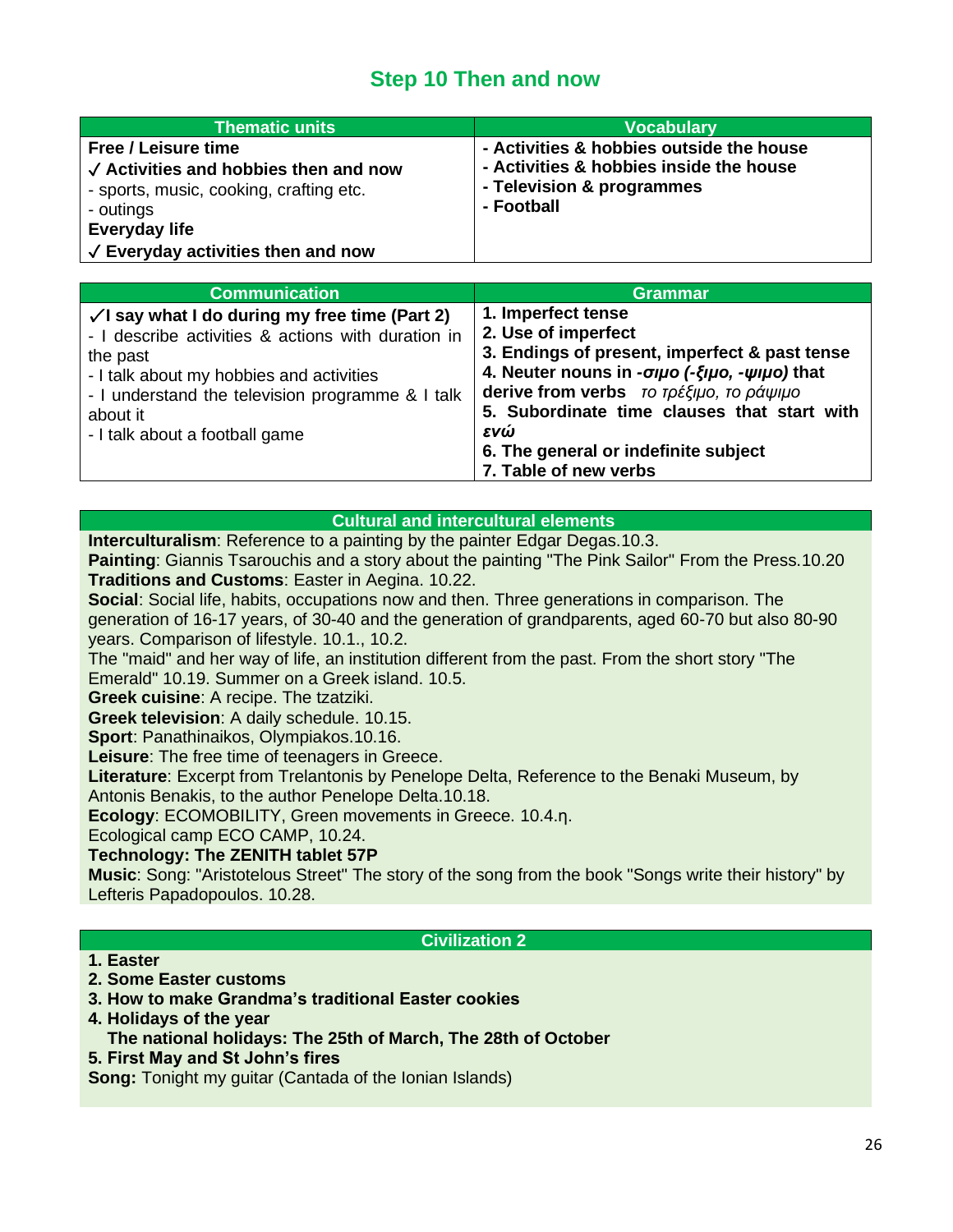## Step 10 Then and now

| Thematic units | Vocabulary |
| --- | --- |
| **Free / Leisure time**<br>**✓ Activities and hobbies then and now**<br>- sports, music, cooking, crafting etc.<br>- outings<br>**Everyday life**<br>**✓ Everyday activities then and now** | **- Activities & hobbies outside the house**<br>**- Activities & hobbies inside the house**<br>**- Television & programmes**<br>**- Football** |

| Communication | Grammar |
| --- | --- |
| **✓I say what I do during my free time (Part 2)**<br>- I describe activities & actions with duration in the past<br>- I talk about my hobbies and activities<br>- I understand the television programme & I talk about it<br>- I talk about a football game | **1. Imperfect tense**<br>**2. Use of imperfect**<br>**3. Endings of present, imperfect & past tense**<br>**4. Neuter nouns in *-σιμο (-ξιμο, -ψιμο)* that derive from verbs** *το τρέξιμο, το ράψιμο*<br>**5. Subordinate time clauses that start with *ενώ***<br>**6. The general or indefinite subject**<br>**7. Table of new verbs** |

### Cultural and intercultural elements

**Interculturalism**: Reference to a painting by the painter Edgar Degas.10.3.
**Painting**: Giannis Tsarouchis and a story about the painting "The Pink Sailor" From the Press.10.20
**Traditions and Customs**: Easter in Aegina. 10.22.
**Social**: Social life, habits, occupations now and then. Three generations in comparison. The generation of 16-17 years, of 30-40 and the generation of grandparents, aged 60-70 but also 80-90 years. Comparison of lifestyle. 10.1., 10.2.
The "maid" and her way of life, an institution different from the past. From the short story "The Emerald" 10.19. Summer on a Greek island. 10.5.
**Greek cuisine**: A recipe. The tzatziki.
**Greek television**: A daily schedule. 10.15.
**Sport**: Panathinaikos, Olympiakos.10.16.
**Leisure**: The free time of teenagers in Greece.
**Literature**: Excerpt from Trelantonis by Penelope Delta, Reference to the Benaki Museum, by Antonis Benakis, to the author Penelope Delta.10.18.
**Ecology**: ECOMOBILITY, Green movements in Greece. 10.4.η.
Ecological camp ECO CAMP, 10.24.
**Technology: The ZENITH tablet 57P**
**Music**: Song: "Aristotelous Street" The story of the song from the book "Songs write their history" by Lefteris Papadopoulos. 10.28.

### Civilization 2

**1. Easter**
**2. Some Easter customs**
**3. How to make Grandma's traditional Easter cookies**
**4. Holidays of the year**
**The national holidays: The 25th of March, The 28th of October**
**5. First May and St John's fires**
**Song:** Tonight my guitar (Cantada of the Ionian Islands)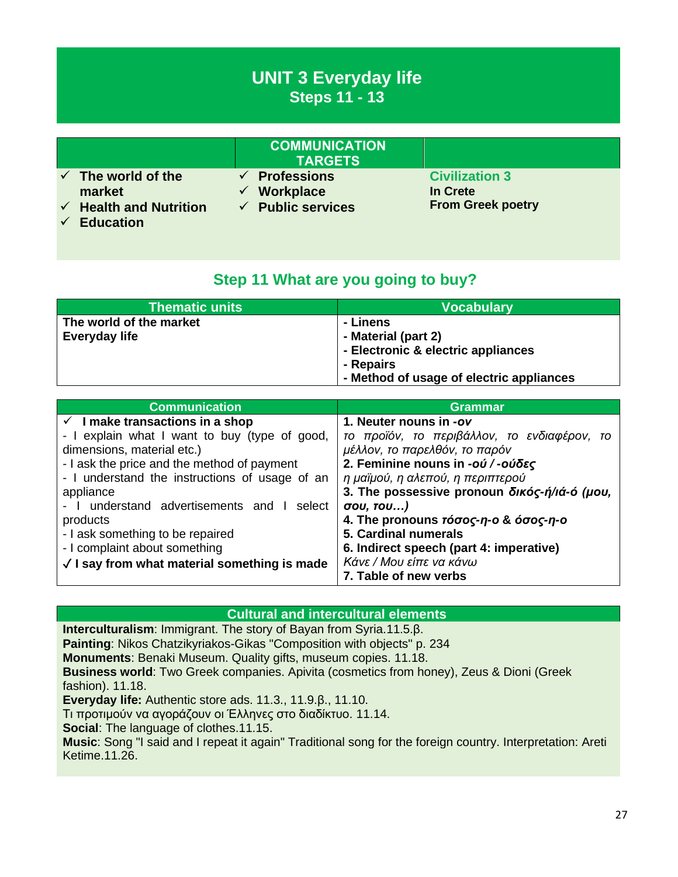# UNIT 3 Everyday life
## Steps 11 - 13

| | COMMUNICATION TARGETS | |
|---|---|---|
| ✓ **The world of the market**<br>✓ **Health and Nutrition**<br>✓ **Education** | ✓ **Professions**<br>✓ **Workplace**<br>✓ **Public services** | **Civilization 3**<br>**In Crete**<br>**From Greek poetry** |

## Step 11 What are you going to buy?

| Thematic units | Vocabulary |
|---|---|
| **The world of the market**<br>**Everyday life** | **- Linens**<br>**- Material (part 2)**<br>**- Electronic & electric appliances**<br>**- Repairs**<br>**- Method of usage of electric appliances** |

| Communication | Grammar |
|---|---|
| ✓ **I make transactions in a shop**<br>- I explain what I want to buy (type of good, dimensions, material etc.)<br>- I ask the price and the method of payment<br>- I understand the instructions of usage of an appliance<br>- I understand advertisements and I select products<br>- I ask something to be repaired<br>- I complaint about something<br>✓ **I say from what material something is made** | **1. Neuter nouns in *-ον***<br>*το προϊόν, το περιβάλλον, το ενδιαφέρον, το μέλλον, το παρελθόν, το παρόν*<br>**2. Feminine nouns in *-ού / -ούδες***<br>*η μαϊμού, η αλεπού, η περιπτερού*<br>**3. The possessive pronoun *δικός-ή/ιά-ό (μου, σου, του…)***<br>**4. The pronouns *τόσος-η-ο* & *όσος-η-ο***<br>**5. Cardinal numerals**<br>**6. Indirect speech (part 4: imperative)**<br>*Κάνε / Μου είπε να κάνω*<br>**7. Table of new verbs** |

### Cultural and intercultural elements

**Interculturalism**: Immigrant. The story of Bayan from Syria.11.5.β.
**Painting**: Nikos Chatzikyriakos-Gikas "Composition with objects" p. 234
**Monuments**: Benaki Museum. Quality gifts, museum copies. 11.18.
**Business world**: Two Greek companies. Apivita (cosmetics from honey), Zeus & Dioni (Greek fashion). 11.18.
**Everyday life:** Authentic store ads. 11.3., 11.9.β., 11.10.
Τι προτιμούν να αγοράζουν οι Έλληνες στο διαδίκτυο. 11.14.
**Social**: The language of clothes.11.15.
**Music**: Song "I said and I repeat it again" Traditional song for the foreign country. Interpretation: Areti Ketime.11.26.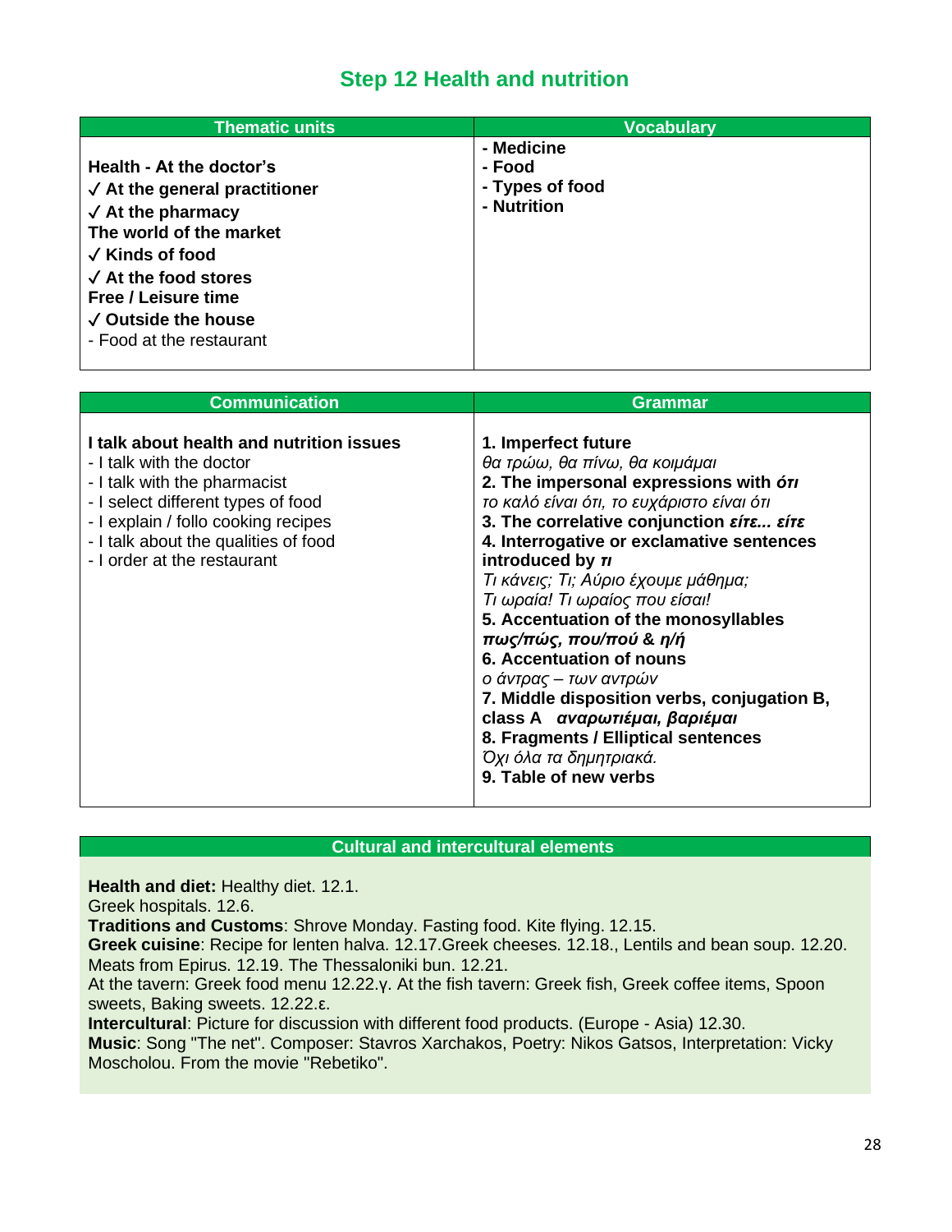# Step 12 Health and nutrition

| Thematic units | Vocabulary |
| --- | --- |
| **Health - At the doctor's**<br>**✓ At the general practitioner**<br>**✓ At the pharmacy**<br>**The world of the market**<br>**✓ Kinds of food**<br>**✓ At the food stores**<br>**Free / Leisure time**<br>**✓ Outside the house**<br>- Food at the restaurant | **- Medicine**<br>**- Food**<br>**- Types of food**<br>**- Nutrition** |

| Communication | Grammar |
| --- | --- |
| **I talk about health and nutrition issues**<br>- I talk with the doctor<br>- I talk with the pharmacist<br>- I select different types of food<br>- I explain / follo cooking recipes<br>- I talk about the qualities of food<br>- I order at the restaurant | **1. Imperfect future**<br>*θα τρώω, θα πίνω, θα κοιμάμαι*<br>**2. The impersonal expressions with *ότι***<br>*το καλό είναι ότι, το ευχάριστο είναι ότι*<br>**3. The correlative conjunction *είτε... είτε***<br>**4. Interrogative or exclamative sentences introduced by *τι***<br>*Τι κάνεις; Τι; Αύριο έχουμε μάθημα;*<br>*Τι ωραία! Τι ωραίος που είσαι!*<br>**5. Accentuation of the monosyllables *πως/πώς, που/πού & η/ή***<br>**6. Accentuation of nouns**<br>*ο άντρας – των αντρών*<br>**7. Middle disposition verbs, conjugation B, class A *αναρωτιέμαι, βαριέμαι***<br>**8. Fragments / Elliptical sentences**<br>*Όχι όλα τα δημητριακά.*<br>**9. Table of new verbs** |

**Cultural and intercultural elements**

**Health and diet:** Healthy diet. 12.1.
Greek hospitals. 12.6.
**Traditions and Customs**: Shrove Monday. Fasting food. Kite flying. 12.15.
**Greek cuisine**: Recipe for lenten halva. 12.17.Greek cheeses. 12.18., Lentils and bean soup. 12.20. Meats from Epirus. 12.19. The Thessaloniki bun. 12.21.
At the tavern: Greek food menu 12.22.γ. At the fish tavern: Greek fish, Greek coffee items, Spoon sweets, Baking sweets. 12.22.ε.
**Intercultural**: Picture for discussion with different food products. (Europe - Asia) 12.30.
**Music**: Song "The net". Composer: Stavros Xarchakos, Poetry: Nikos Gatsos, Interpretation: Vicky Moscholou. From the movie "Rebetiko".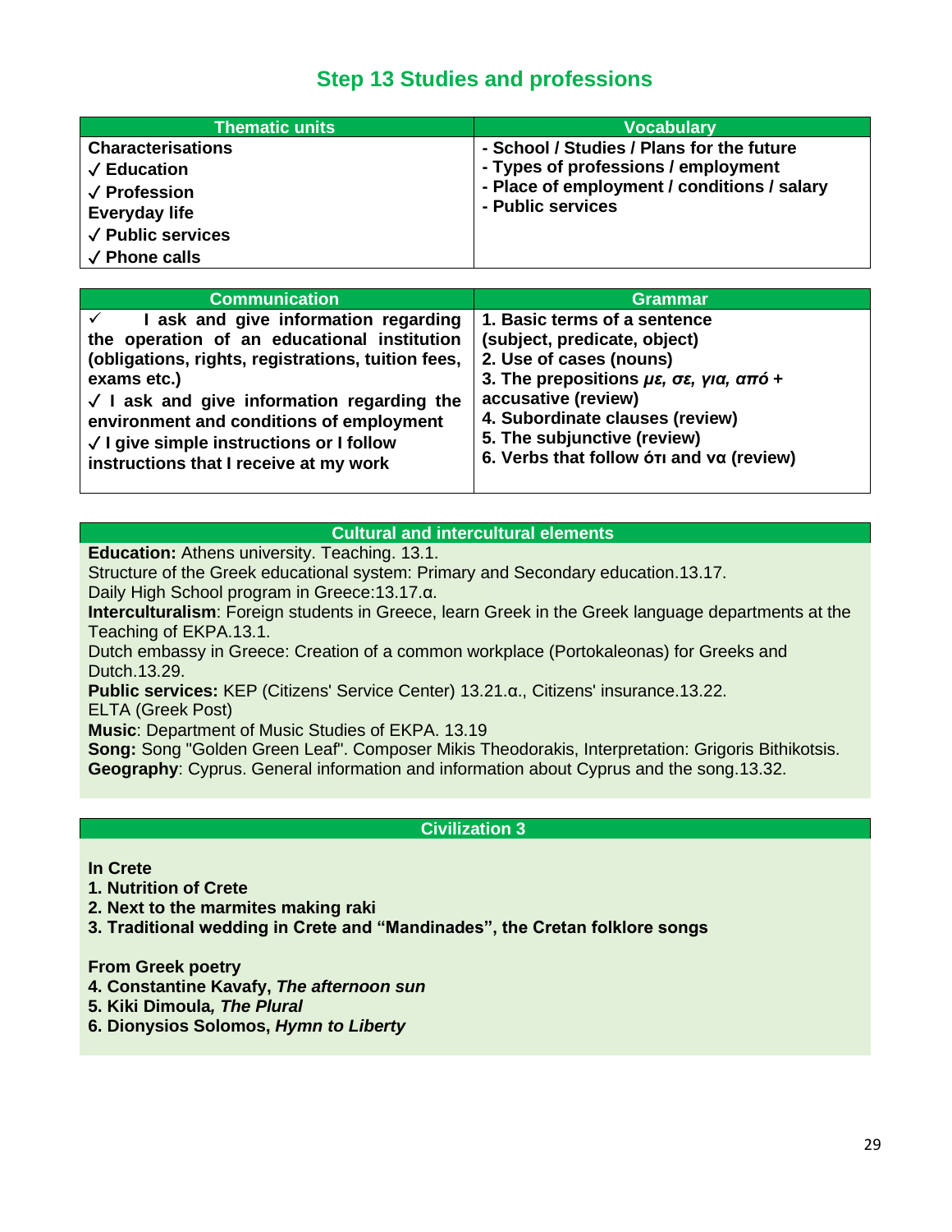# Step 13 Studies and professions

| Thematic units | Vocabulary |
|---|---|
| **Characterisations**<br>**✓ Education**<br>**✓ Profession**<br>**Everyday life**<br>**✓ Public services**<br>**✓ Phone calls** | **- School / Studies / Plans for the future**<br>**- Types of professions / employment**<br>**- Place of employment / conditions / salary**<br>**- Public services** |

| Communication | Grammar |
|---|---|
| **✓ I ask and give information regarding the operation of an educational institution (obligations, rights, registrations, tuition fees, exams etc.)**<br>**✓ I ask and give information regarding the environment and conditions of employment**<br>**✓ I give simple instructions or I follow instructions that I receive at my work** | **1. Basic terms of a sentence (subject, predicate, object)**<br>**2. Use of cases (nouns)**<br>**3. The prepositions *με, σε, για, από* + accusative (review)**<br>**4. Subordinate clauses (review)**<br>**5. The subjunctive (review)**<br>**6. Verbs that follow ότι and να (review)** |

## Cultural and intercultural elements

**Education:** Athens university. Teaching. 13.1.
Structure of the Greek educational system: Primary and Secondary education.13.17.
Daily High School program in Greece:13.17.α.
**Interculturalism**: Foreign students in Greece, learn Greek in the Greek language departments at the Teaching of EKPA.13.1.
Dutch embassy in Greece: Creation of a common workplace (Portokaleonas) for Greeks and Dutch.13.29.
**Public services:** KEP (Citizens' Service Center) 13.21.α., Citizens' insurance.13.22.
ELTA (Greek Post)
**Music**: Department of Music Studies of EKPA. 13.19
**Song:** Song "Golden Green Leaf". Composer Mikis Theodorakis, Interpretation: Grigoris Bithikotsis.
**Geography**: Cyprus. General information and information about Cyprus and the song.13.32.

## Civilization 3

**In Crete**
**1. Nutrition of Crete**
**2. Next to the marmites making raki**
**3. Traditional wedding in Crete and “Mandinades”, the Cretan folklore songs**

**From Greek poetry**
**4. Constantine Kavafy, *The afternoon sun***
**5. Kiki Dimoula, *The Plural***
**6. Dionysios Solomos, *Hymn to Liberty***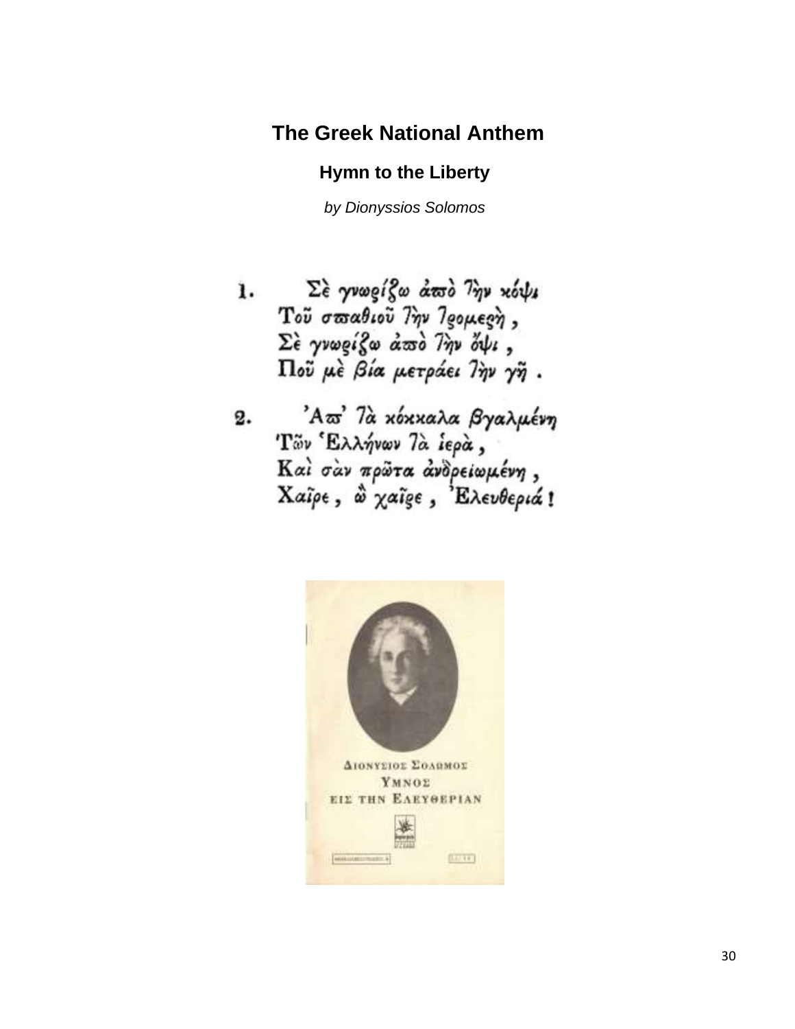# The Greek National Anthem

## Hymn to the Liberty

*by Dionyssios Solomos*

1. Σὲ γνωρίζω ἀπὸ τὴν κόψι
Τοῦ σπαθιοῦ τὴν τρομερὴ,
Σὲ γνωρίζω ἀπὸ τὴν ὄψι,
Ποῦ μὲ βία μετράει τὴν γῆ.

2. Ἀπ' τὰ κόκκαλα βγαλμένη
Τῶν Ἑλλήνων τὰ ἱερὰ,
Καὶ σὰν πρῶτα ἀνδρειωμένη,
Χαῖρε, ὢ χαῖρε, Ἐλευθεριά!

ΔΙΟΝΥΣΙΟΣ ΣΟΛΩΜΟΣ
ΥΜΝΟΣ
ΕΙΣ ΤΗΝ ΕΛΕΥΘΕΡΙΑΝ